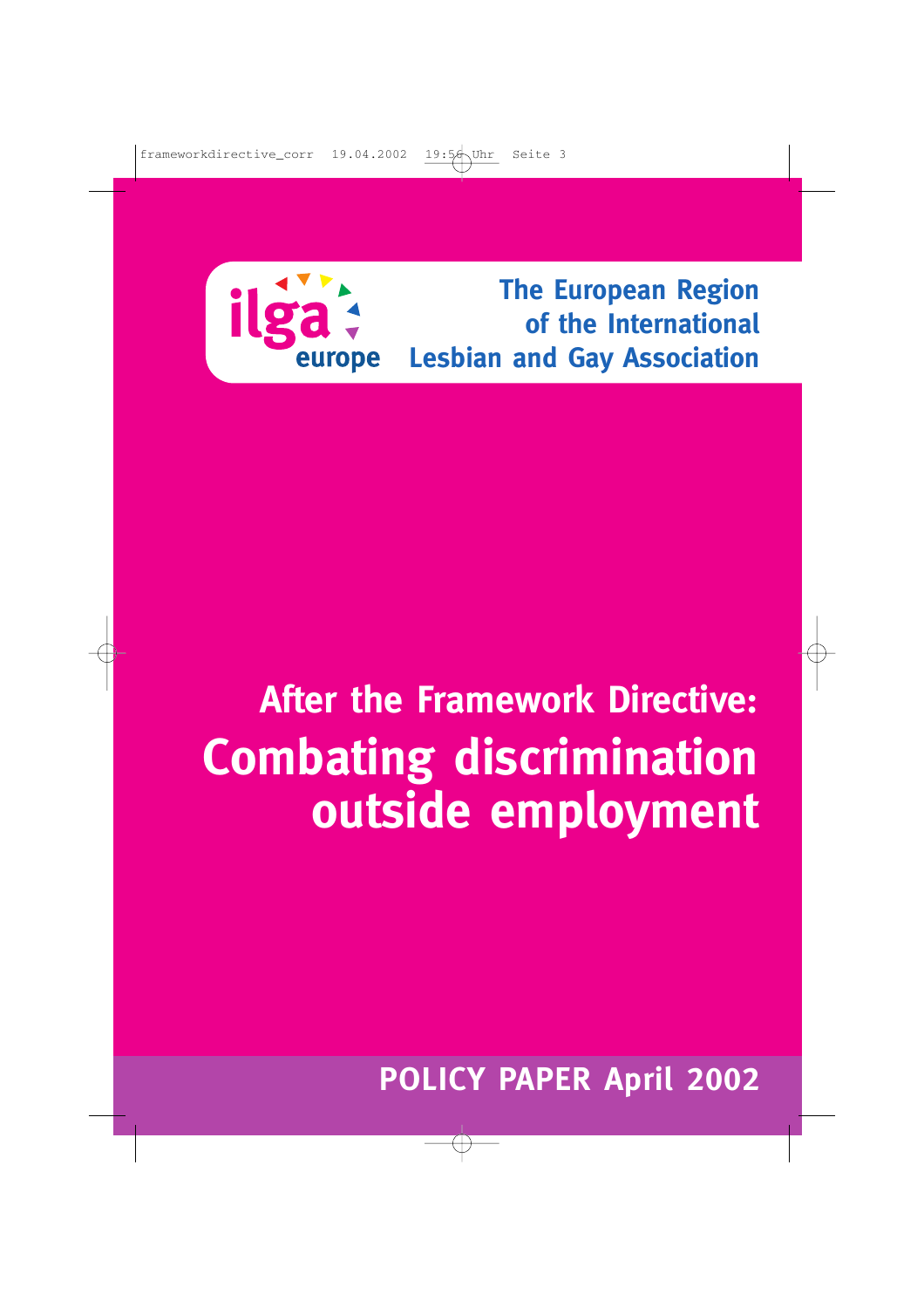ilga europe

The European Region of the International Lesbian and Gay Association

## After the Framework Directive:

# Combating discrimination outside employment

**POLICY PAPER April 2002**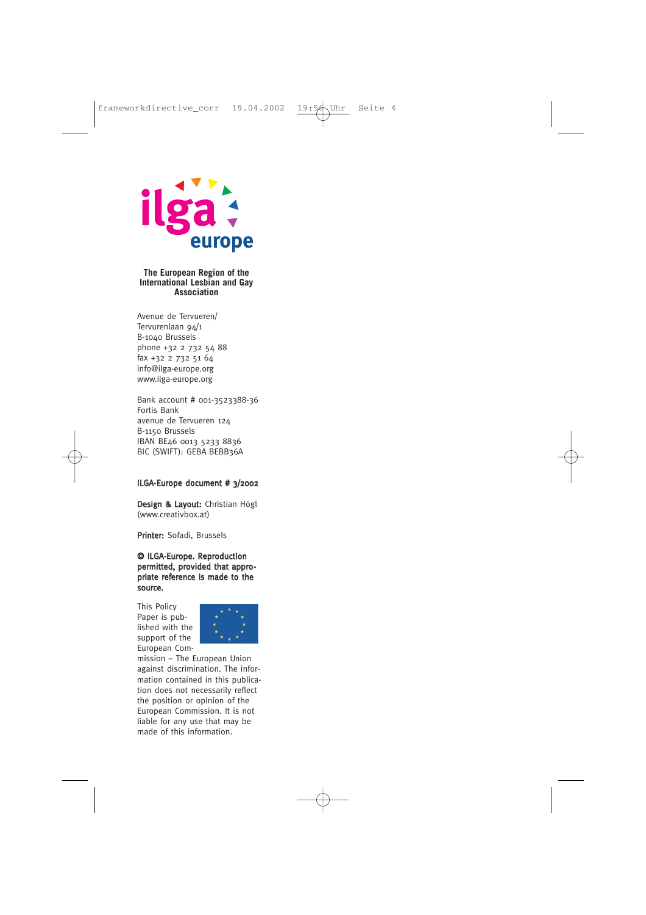**The European Region of the International Lesbian and Gay Association**

Avenue de Tervueren/
Tervurenlaan 94/1
B-1040 Brussels
phone +32 2 732 54 88
fax +32 2 732 51 64
info@ilga-europe.org
www.ilga-europe.org

Bank account # 001-3523388-36
Fortis Bank
avenue de Tervueren 124
B-1150 Brussels
IBAN BE46 0013 5233 8836
BIC (SWIFT): GEBA BEBB36A

**ILGA-Europe document # 3/2002**

**Design & Layout:** Christian Högl (www.creativbox.at)

**Printer:** Sofadi, Brussels

**© ILGA-Europe. Reproduction permitted, provided that appropriate reference is made to the source.**

This Policy Paper is published with the support of the European Commission – The European Union against discrimination. The information contained in this publication does not necessarily reflect the position or opinion of the European Commission. It is not liable for any use that may be made of this information.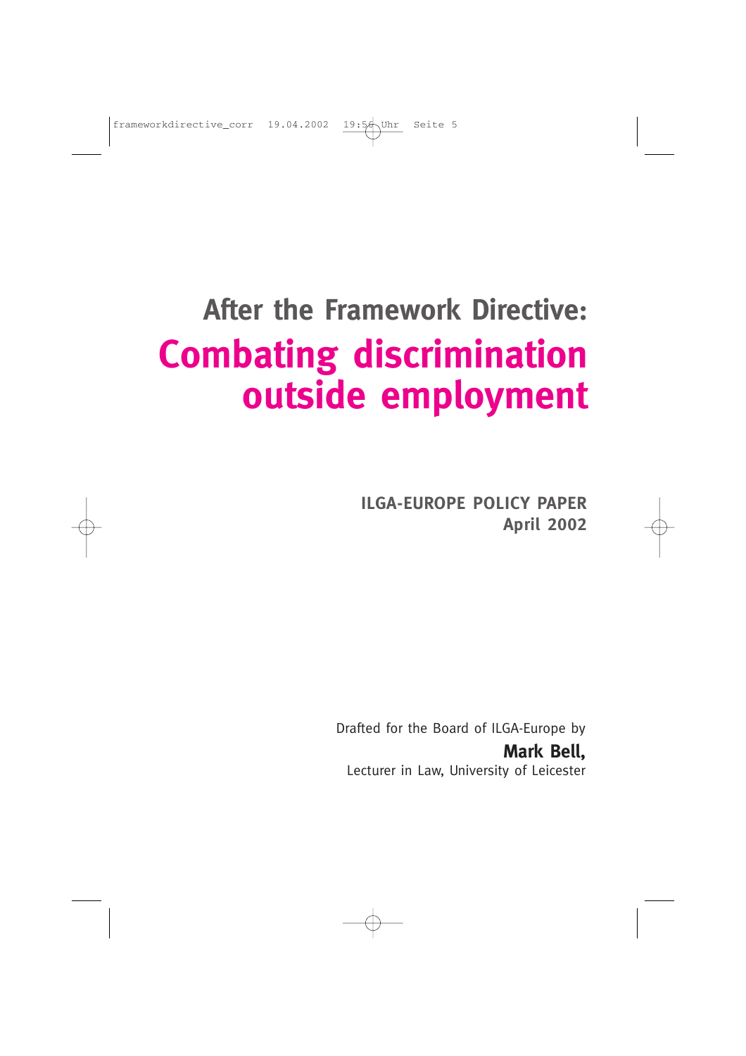# After the Framework Directive:

# Combating discrimination outside employment

**ILGA-EUROPE POLICY PAPER**
**April 2002**

Drafted for the Board of ILGA-Europe by

**Mark Bell,**
Lecturer in Law, University of Leicester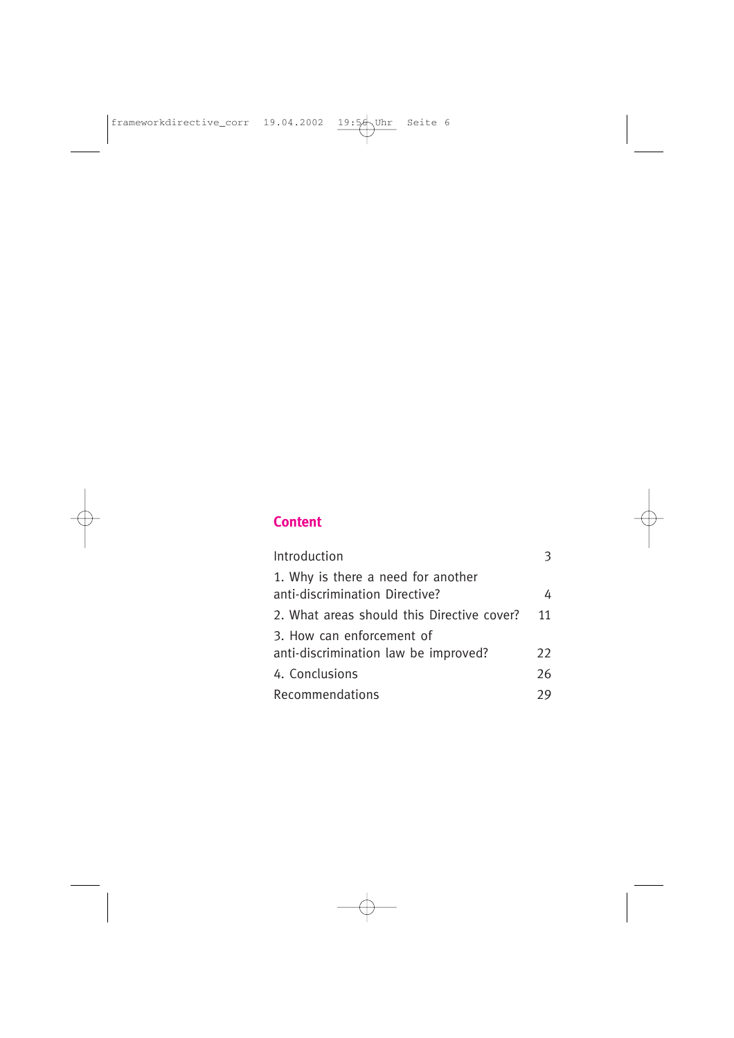## Content

| | |
|---|---|
| Introduction | 3 |
| 1. Why is there a need for another anti-discrimination Directive? | 4 |
| 2. What areas should this Directive cover? | 11 |
| 3. How can enforcement of anti-discrimination law be improved? | 22 |
| 4. Conclusions | 26 |
| Recommendations | 29 |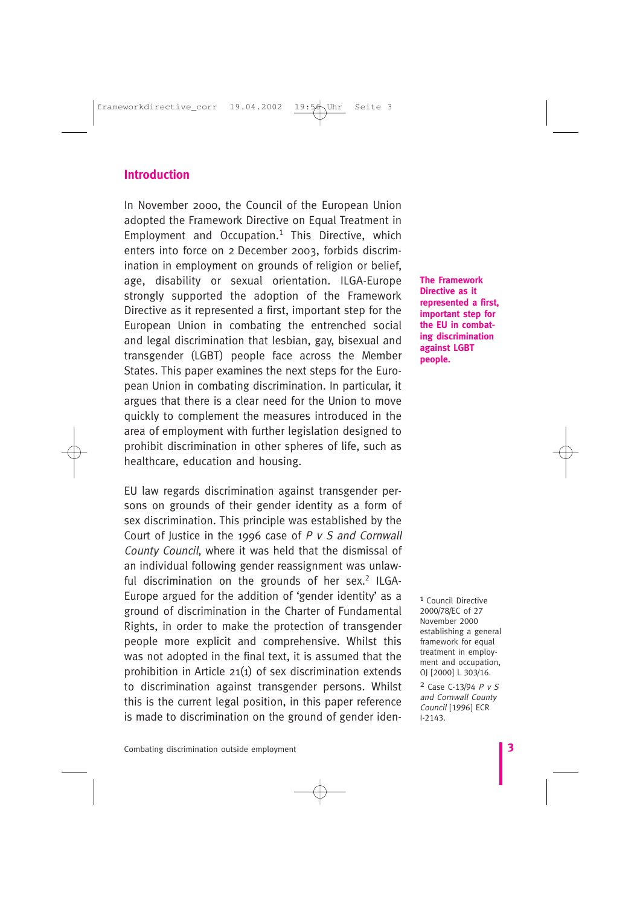## Introduction

In November 2000, the Council of the European Union adopted the Framework Directive on Equal Treatment in Employment and Occupation.[1] This Directive, which enters into force on 2 December 2003, forbids discrimination in employment on grounds of religion or belief, age, disability or sexual orientation. ILGA-Europe strongly supported the adoption of the Framework Directive as it represented a first, important step for the European Union in combating the entrenched social and legal discrimination that lesbian, gay, bisexual and transgender (LGBT) people face across the Member States. This paper examines the next steps for the European Union in combating discrimination. In particular, it argues that there is a clear need for the Union to move quickly to complement the measures introduced in the area of employment with further legislation designed to prohibit discrimination in other spheres of life, such as healthcare, education and housing.

**The Framework Directive as it represented a first, important step for the EU in combating discrimination against LGBT people.**

EU law regards discrimination against transgender persons on grounds of their gender identity as a form of sex discrimination. This principle was established by the Court of Justice in the 1996 case of *P v S and Cornwall County Council*, where it was held that the dismissal of an individual following gender reassignment was unlawful discrimination on the grounds of her sex.[2] ILGA-Europe argued for the addition of 'gender identity' as a ground of discrimination in the Charter of Fundamental Rights, in order to make the protection of transgender people more explicit and comprehensive. Whilst this was not adopted in the final text, it is assumed that the prohibition in Article 21(1) of sex discrimination extends to discrimination against transgender persons. Whilst this is the current legal position, in this paper reference is made to discrimination on the ground of gender iden-

[1] Council Directive 2000/78/EC of 27 November 2000 establishing a general framework for equal treatment in employment and occupation, OJ [2000] L 303/16.

[2] Case C-13/94 *P v S and Cornwall County Council* [1996] ECR I-2143.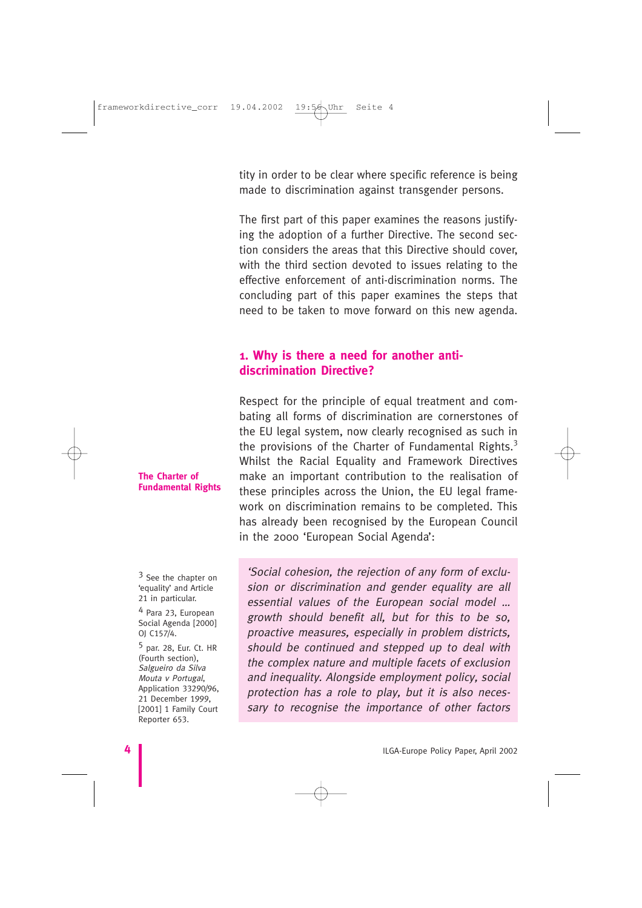tity in order to be clear where specific reference is being made to discrimination against transgender persons.

The first part of this paper examines the reasons justifying the adoption of a further Directive. The second section considers the areas that this Directive should cover, with the third section devoted to issues relating to the effective enforcement of anti-discrimination norms. The concluding part of this paper examines the steps that need to be taken to move forward on this new agenda.

## 1. Why is there a need for another anti-discrimination Directive?

**The Charter of Fundamental Rights**

Respect for the principle of equal treatment and combating all forms of discrimination are cornerstones of the EU legal system, now clearly recognised as such in the provisions of the Charter of Fundamental Rights.[3] Whilst the Racial Equality and Framework Directives make an important contribution to the realisation of these principles across the Union, the EU legal framework on discrimination remains to be completed. This has already been recognised by the European Council in the 2000 'European Social Agenda':

> *'Social cohesion, the rejection of any form of exclusion or discrimination and gender equality are all essential values of the European social model … growth should benefit all, but for this to be so, proactive measures, especially in problem districts, should be continued and stepped up to deal with the complex nature and multiple facets of exclusion and inequality. Alongside employment policy, social protection has a role to play, but it is also necessary to recognise the importance of other factors*

[3] See the chapter on 'equality' and Article 21 in particular.

[4] Para 23, European Social Agenda [2000] OJ C157/4.

[5] par. 28, Eur. Ct. HR (Fourth section), *Salgueiro da Silva Mouta v Portugal*, Application 33290/96, 21 December 1999, [2001] 1 Family Court Reporter 653.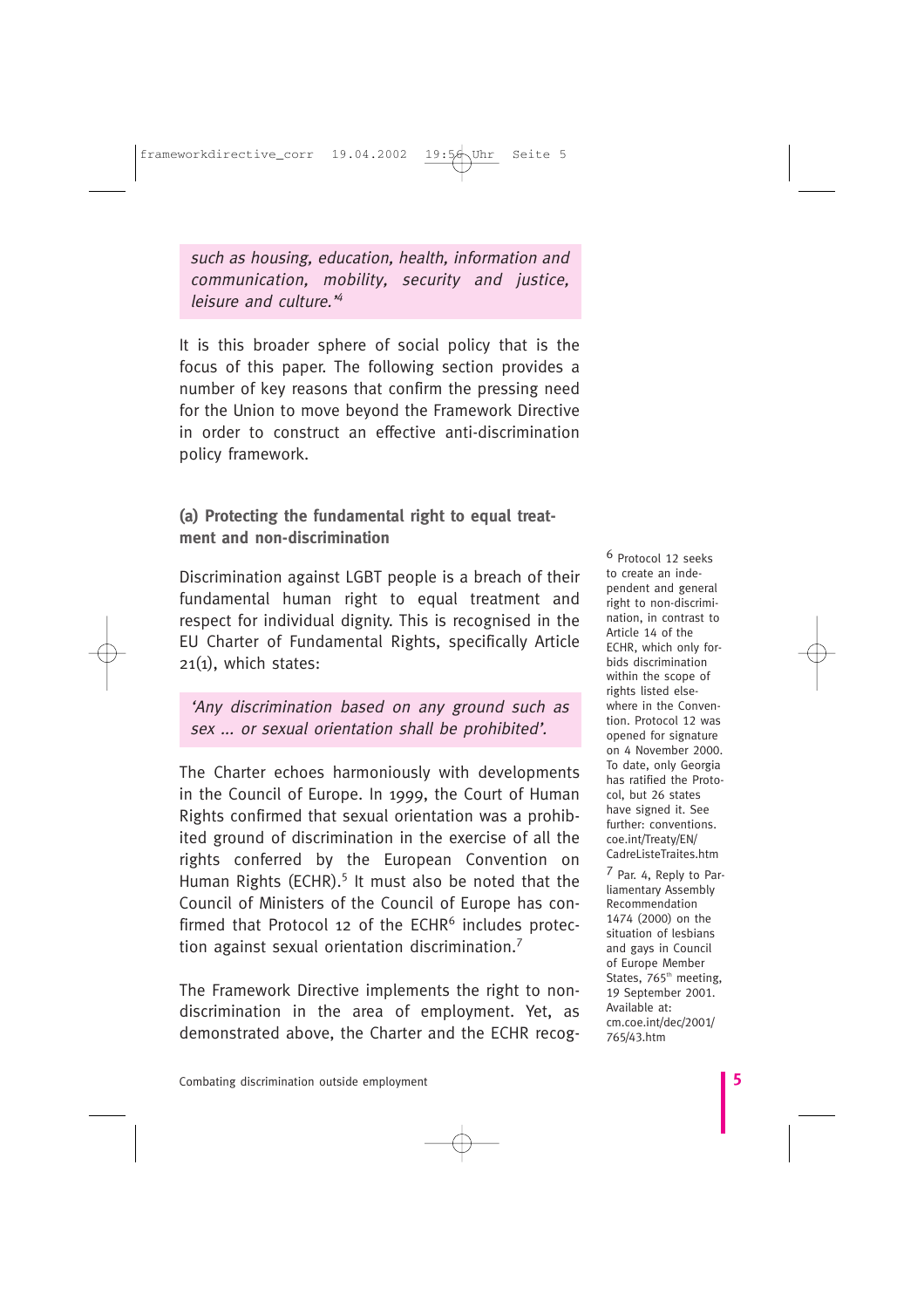*such as housing, education, health, information and communication, mobility, security and justice, leisure and culture.'*[4]

It is this broader sphere of social policy that is the focus of this paper. The following section provides a number of key reasons that confirm the pressing need for the Union to move beyond the Framework Directive in order to construct an effective anti-discrimination policy framework.

### (a) Protecting the fundamental right to equal treatment and non-discrimination

Discrimination against LGBT people is a breach of their fundamental human right to equal treatment and respect for individual dignity. This is recognised in the EU Charter of Fundamental Rights, specifically Article 21(1), which states:

*'Any discrimination based on any ground such as sex ... or sexual orientation shall be prohibited'.*

The Charter echoes harmoniously with developments in the Council of Europe. In 1999, the Court of Human Rights confirmed that sexual orientation was a prohibited ground of discrimination in the exercise of all the rights conferred by the European Convention on Human Rights (ECHR).[5] It must also be noted that the Council of Ministers of the Council of Europe has confirmed that Protocol 12 of the ECHR[6] includes protection against sexual orientation discrimination.[7]

The Framework Directive implements the right to non-discrimination in the area of employment. Yet, as demonstrated above, the Charter and the ECHR recog-

[6] Protocol 12 seeks to create an independent and general right to non-discrimination, in contrast to Article 14 of the ECHR, which only forbids discrimination within the scope of rights listed elsewhere in the Convention. Protocol 12 was opened for signature on 4 November 2000. To date, only Georgia has ratified the Protocol, but 26 states have signed it. See further: conventions.coe.int/Treaty/EN/CadreListeTraites.htm

[7] Par. 4, Reply to Parliamentary Assembly Recommendation 1474 (2000) on the situation of lesbians and gays in Council of Europe Member States, 765th meeting, 19 September 2001. Available at: cm.coe.int/dec/2001/765/43.htm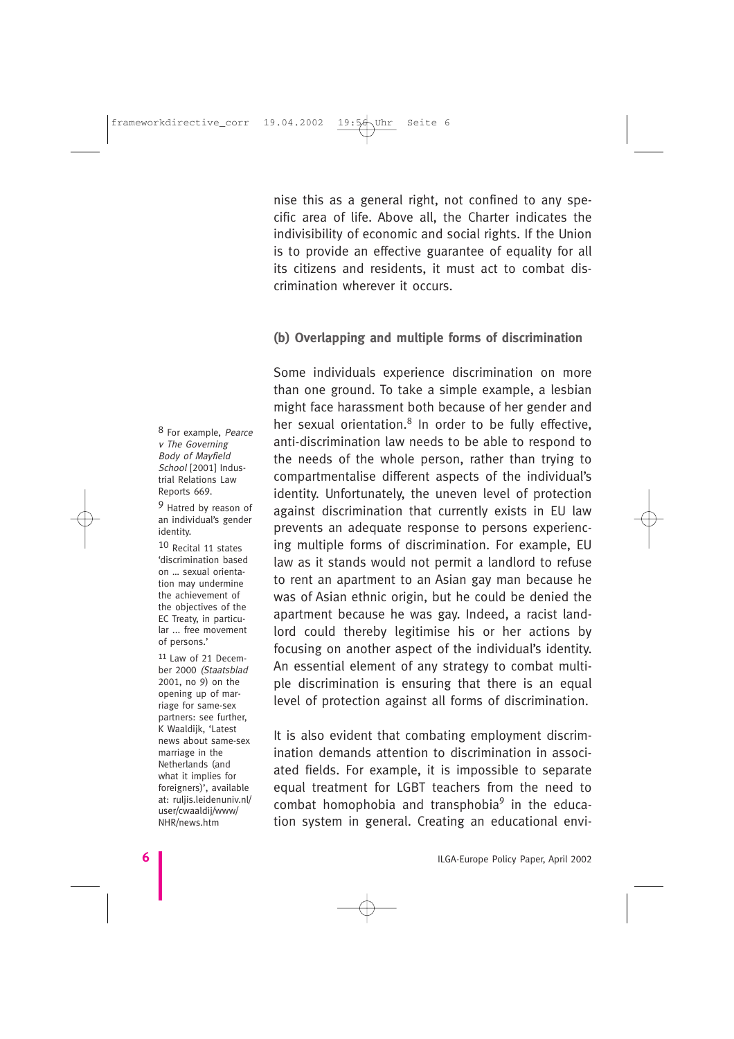nise this as a general right, not confined to any specific area of life. Above all, the Charter indicates the indivisibility of economic and social rights. If the Union is to provide an effective guarantee of equality for all its citizens and residents, it must act to combat discrimination wherever it occurs.

### (b) Overlapping and multiple forms of discrimination

Some individuals experience discrimination on more than one ground. To take a simple example, a lesbian might face harassment both because of her gender and her sexual orientation.[8] In order to be fully effective, anti-discrimination law needs to be able to respond to the needs of the whole person, rather than trying to compartmentalise different aspects of the individual's identity. Unfortunately, the uneven level of protection against discrimination that currently exists in EU law prevents an adequate response to persons experiencing multiple forms of discrimination. For example, EU law as it stands would not permit a landlord to refuse to rent an apartment to an Asian gay man because he was of Asian ethnic origin, but he could be denied the apartment because he was gay. Indeed, a racist landlord could thereby legitimise his or her actions by focusing on another aspect of the individual's identity. An essential element of any strategy to combat multiple discrimination is ensuring that there is an equal level of protection against all forms of discrimination.

It is also evident that combating employment discrimination demands attention to discrimination in associated fields. For example, it is impossible to separate equal treatment for LGBT teachers from the need to combat homophobia and transphobia[9] in the education system in general. Creating an educational envi-

---

[8] For example, *Pearce v The Governing Body of Mayfield School* [2001] Industrial Relations Law Reports 669.

[9] Hatred by reason of an individual's gender identity.

[10] Recital 11 states 'discrimination based on ... sexual orientation may undermine the achievement of the objectives of the EC Treaty, in particular ... free movement of persons.'

[11] Law of 21 December 2000 *(Staatsblad* 2001, no 9) on the opening up of marriage for same-sex partners: see further, K Waaldijk, 'Latest news about same-sex marriage in the Netherlands (and what it implies for foreigners)', available at: ruljis.leidenuniv.nl/user/cwaaldij/www/NHR/news.htm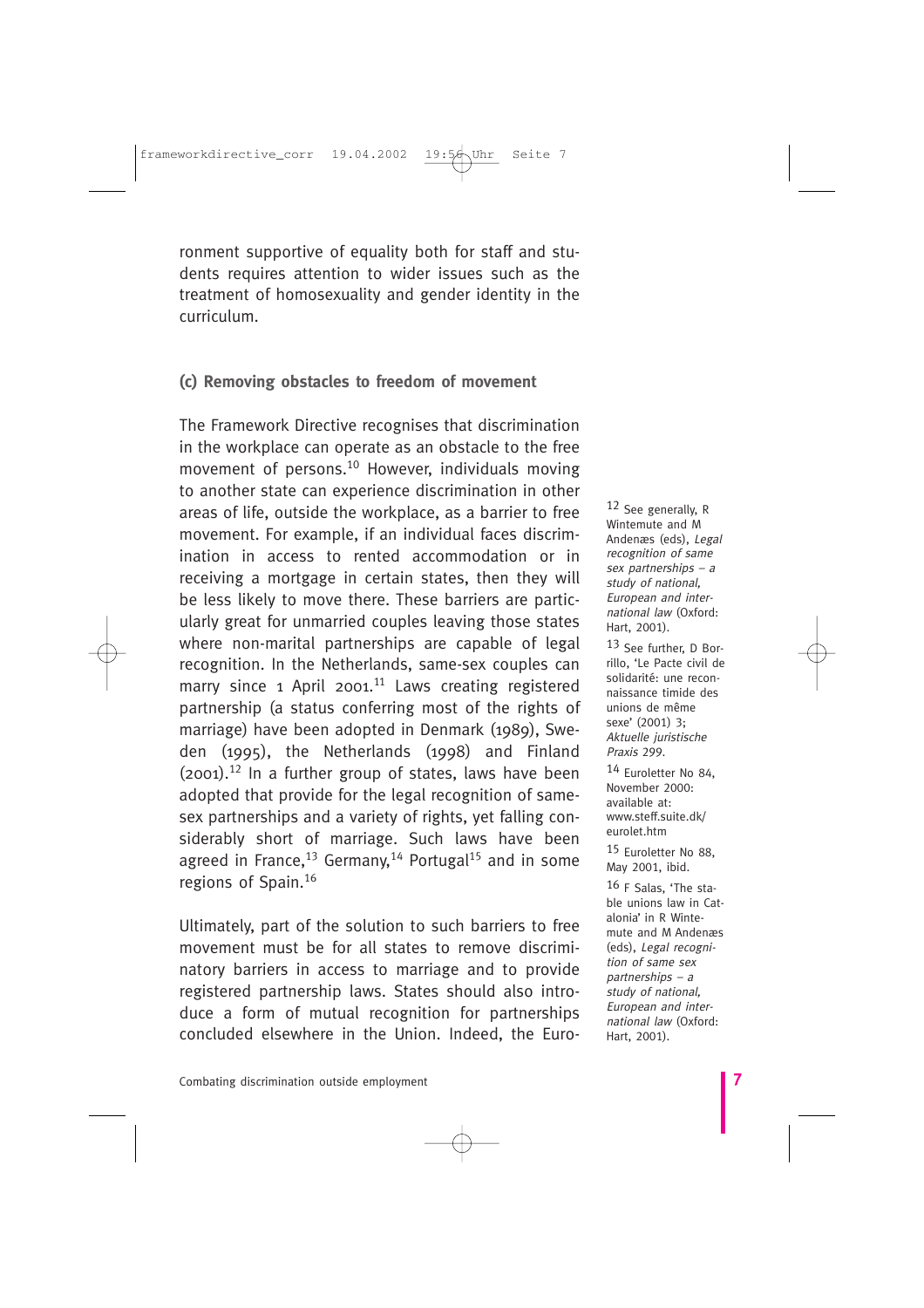ronment supportive of equality both for staff and students requires attention to wider issues such as the treatment of homosexuality and gender identity in the curriculum.

### (c) Removing obstacles to freedom of movement

The Framework Directive recognises that discrimination in the workplace can operate as an obstacle to the free movement of persons.[10] However, individuals moving to another state can experience discrimination in other areas of life, outside the workplace, as a barrier to free movement. For example, if an individual faces discrimination in access to rented accommodation or in receiving a mortgage in certain states, then they will be less likely to move there. These barriers are particularly great for unmarried couples leaving those states where non-marital partnerships are capable of legal recognition. In the Netherlands, same-sex couples can marry since 1 April 2001.[11] Laws creating registered partnership (a status conferring most of the rights of marriage) have been adopted in Denmark (1989), Sweden (1995), the Netherlands (1998) and Finland (2001).[12] In a further group of states, laws have been adopted that provide for the legal recognition of same-sex partnerships and a variety of rights, yet falling considerably short of marriage. Such laws have been agreed in France,[13] Germany,[14] Portugal[15] and in some regions of Spain.[16]

Ultimately, part of the solution to such barriers to free movement must be for all states to remove discriminatory barriers in access to marriage and to provide registered partnership laws. States should also introduce a form of mutual recognition for partnerships concluded elsewhere in the Union. Indeed, the Euro-

[12] See generally, R Wintemute and M Andenæs (eds), *Legal recognition of same sex partnerships – a study of national, European and international law* (Oxford: Hart, 2001).

[13] See further, D Borrillo, 'Le Pacte civil de solidarité: une reconnaissance timide des unions de même sexe' (2001) 3; *Aktuelle juristische Praxis 299*.

[14] Euroletter No 84, November 2000: available at: www.steff.suite.dk/eurolet.htm

[15] Euroletter No 88, May 2001, ibid.

[16] F Salas, 'The stable unions law in Catalonia' in R Wintemute and M Andenæs (eds), *Legal recognition of same sex partnerships – a study of national, European and international law* (Oxford: Hart, 2001).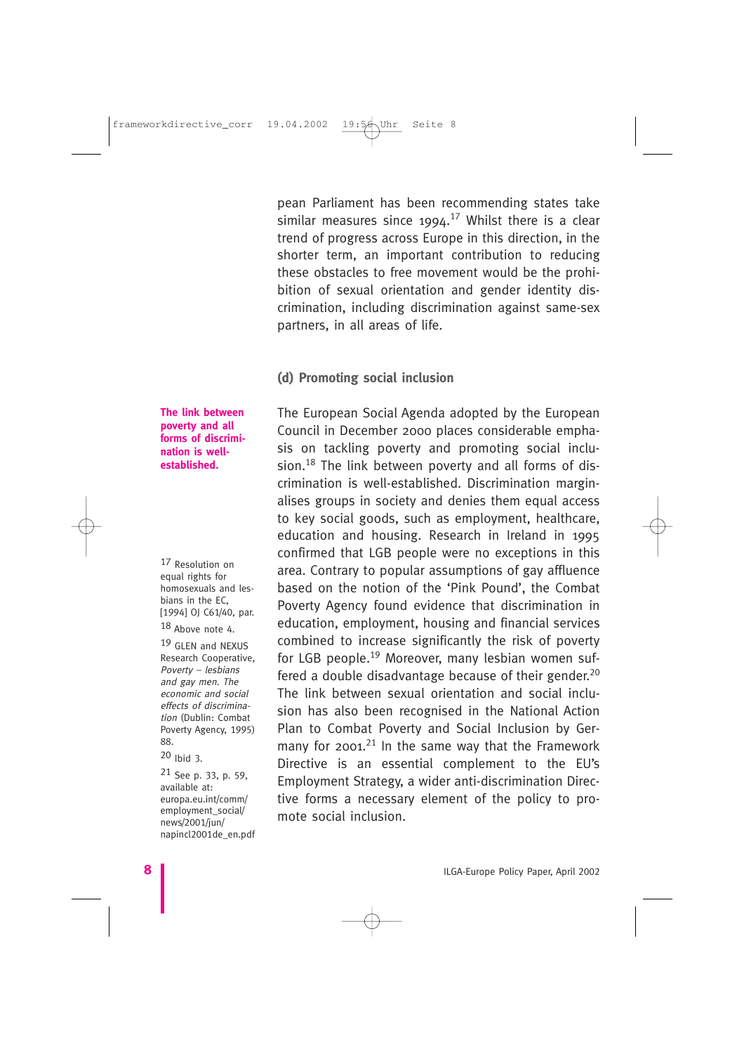pean Parliament has been recommending states take similar measures since 1994.[17] Whilst there is a clear trend of progress across Europe in this direction, in the shorter term, an important contribution to reducing these obstacles to free movement would be the prohibition of sexual orientation and gender identity discrimination, including discrimination against same-sex partners, in all areas of life.

### (d) Promoting social inclusion

**The link between poverty and all forms of discrimination is well-established.**

The European Social Agenda adopted by the European Council in December 2000 places considerable emphasis on tackling poverty and promoting social inclusion.[18] The link between poverty and all forms of discrimination is well-established. Discrimination marginalises groups in society and denies them equal access to key social goods, such as employment, healthcare, education and housing. Research in Ireland in 1995 confirmed that LGB people were no exceptions in this area. Contrary to popular assumptions of gay affluence based on the notion of the 'Pink Pound', the Combat Poverty Agency found evidence that discrimination in education, employment, housing and financial services combined to increase significantly the risk of poverty for LGB people.[19] Moreover, many lesbian women suffered a double disadvantage because of their gender.[20] The link between sexual orientation and social inclusion has also been recognised in the National Action Plan to Combat Poverty and Social Inclusion by Germany for 2001.[21] In the same way that the Framework Directive is an essential complement to the EU's Employment Strategy, a wider anti-discrimination Directive forms a necessary element of the policy to promote social inclusion.

17 Resolution on equal rights for homosexuals and lesbians in the EC, [1994] OJ C61/40, par.

18 Above note 4.

19 GLEN and NEXUS Research Cooperative, *Poverty – lesbians and gay men. The economic and social effects of discrimination* (Dublin: Combat Poverty Agency, 1995) 88.

20 Ibid 3.

21 See p. 33, p. 59, available at: europa.eu.int/comm/employment_social/news/2001/jun/napincl2001de_en.pdf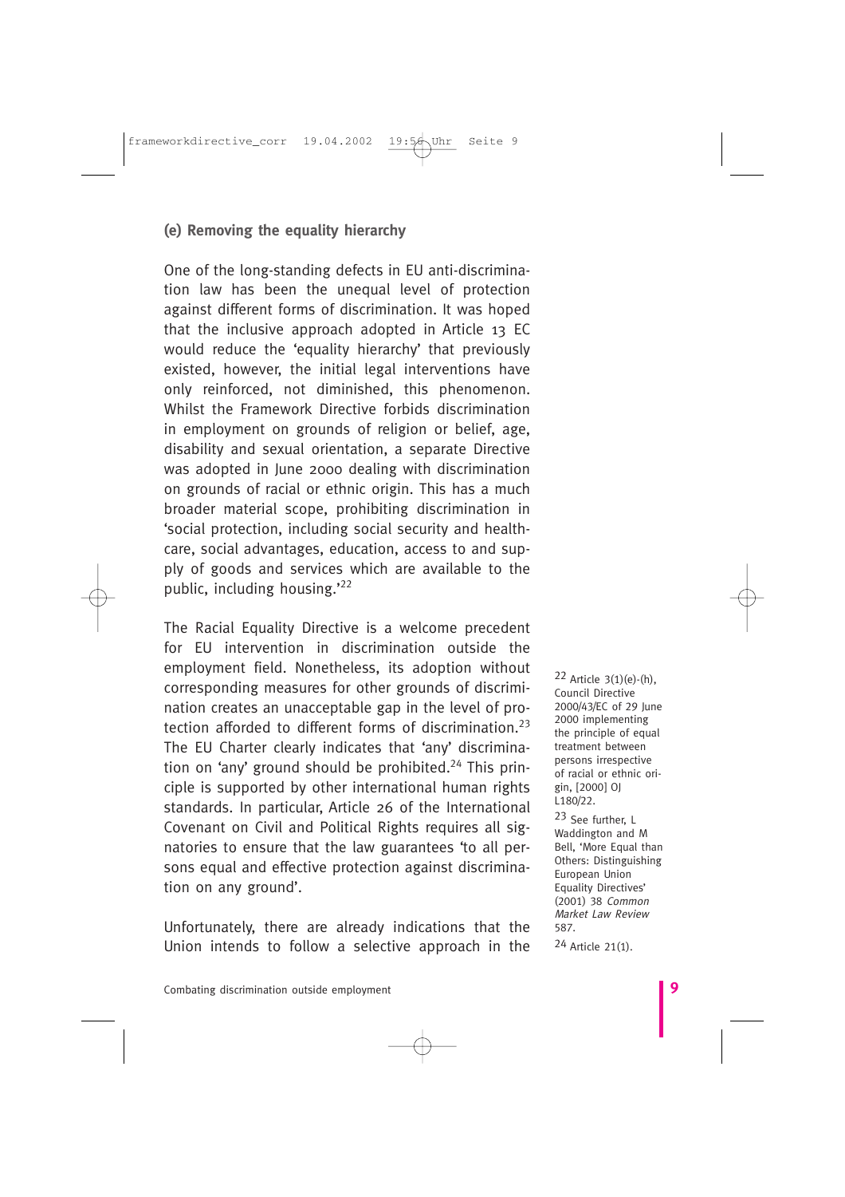### (e) Removing the equality hierarchy

One of the long-standing defects in EU anti-discrimination law has been the unequal level of protection against different forms of discrimination. It was hoped that the inclusive approach adopted in Article 13 EC would reduce the 'equality hierarchy' that previously existed, however, the initial legal interventions have only reinforced, not diminished, this phenomenon. Whilst the Framework Directive forbids discrimination in employment on grounds of religion or belief, age, disability and sexual orientation, a separate Directive was adopted in June 2000 dealing with discrimination on grounds of racial or ethnic origin. This has a much broader material scope, prohibiting discrimination in 'social protection, including social security and healthcare, social advantages, education, access to and supply of goods and services which are available to the public, including housing.'[22]

The Racial Equality Directive is a welcome precedent for EU intervention in discrimination outside the employment field. Nonetheless, its adoption without corresponding measures for other grounds of discrimination creates an unacceptable gap in the level of protection afforded to different forms of discrimination.[23] The EU Charter clearly indicates that 'any' discrimination on 'any' ground should be prohibited.[24] This principle is supported by other international human rights standards. In particular, Article 26 of the International Covenant on Civil and Political Rights requires all signatories to ensure that the law guarantees 'to all persons equal and effective protection against discrimination on any ground'.

Unfortunately, there are already indications that the Union intends to follow a selective approach in the

[22] Article 3(1)(e)-(h), Council Directive 2000/43/EC of 29 June 2000 implementing the principle of equal treatment between persons irrespective of racial or ethnic origin, [2000] OJ L180/22.

[23] See further, L Waddington and M Bell, 'More Equal than Others: Distinguishing European Union Equality Directives' (2001) 38 *Common Market Law Review* 587.

[24] Article 21(1).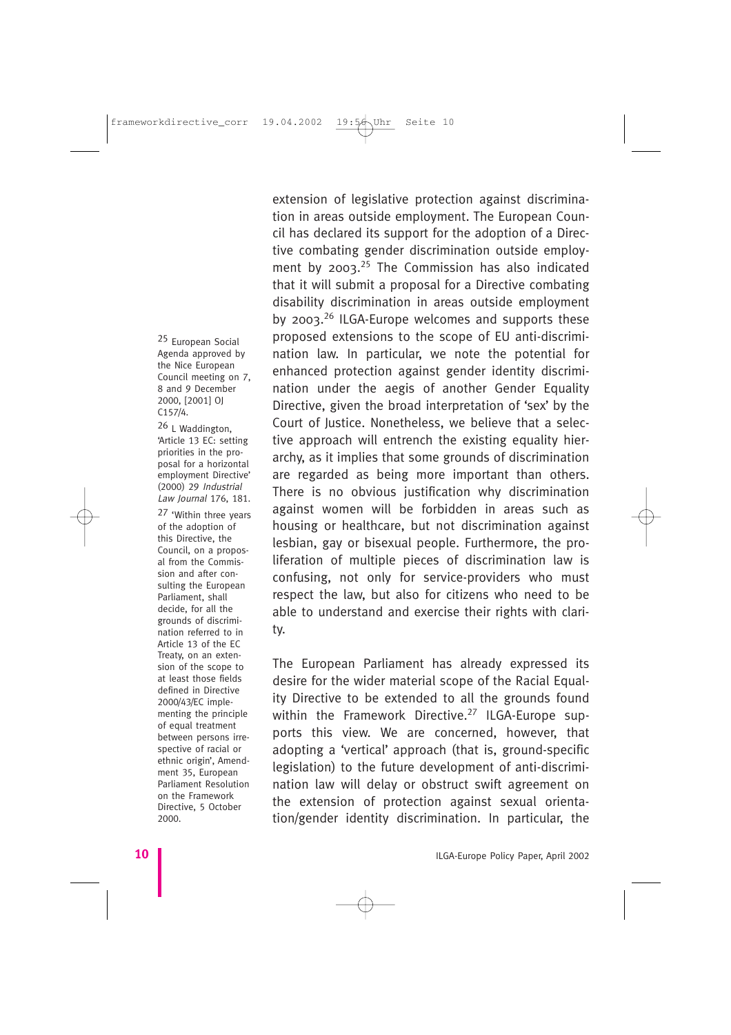extension of legislative protection against discrimination in areas outside employment. The European Council has declared its support for the adoption of a Directive combating gender discrimination outside employment by 2003.[25] The Commission has also indicated that it will submit a proposal for a Directive combating disability discrimination in areas outside employment by 2003.[26] ILGA-Europe welcomes and supports these proposed extensions to the scope of EU anti-discrimination law. In particular, we note the potential for enhanced protection against gender identity discrimination under the aegis of another Gender Equality Directive, given the broad interpretation of 'sex' by the Court of Justice. Nonetheless, we believe that a selective approach will entrench the existing equality hierarchy, as it implies that some grounds of discrimination are regarded as being more important than others. There is no obvious justification why discrimination against women will be forbidden in areas such as housing or healthcare, but not discrimination against lesbian, gay or bisexual people. Furthermore, the proliferation of multiple pieces of discrimination law is confusing, not only for service-providers who must respect the law, but also for citizens who need to be able to understand and exercise their rights with clarity.

The European Parliament has already expressed its desire for the wider material scope of the Racial Equality Directive to be extended to all the grounds found within the Framework Directive.[27] ILGA-Europe supports this view. We are concerned, however, that adopting a 'vertical' approach (that is, ground-specific legislation) to the future development of anti-discrimination law will delay or obstruct swift agreement on the extension of protection against sexual orientation/gender identity discrimination. In particular, the

[25] European Social Agenda approved by the Nice European Council meeting on 7, 8 and 9 December 2000, [2001] OJ C157/4.

[26] L Waddington, 'Article 13 EC: setting priorities in the proposal for a horizontal employment Directive' (2000) 29 *Industrial Law Journal* 176, 181.

[27] 'Within three years of the adoption of this Directive, the Council, on a proposal from the Commission and after consulting the European Parliament, shall decide, for all the grounds of discrimination referred to in Article 13 of the EC Treaty, on an extension of the scope to at least those fields defined in Directive 2000/43/EC implementing the principle of equal treatment between persons irrespective of racial or ethnic origin', Amendment 35, European Parliament Resolution on the Framework Directive, 5 October 2000.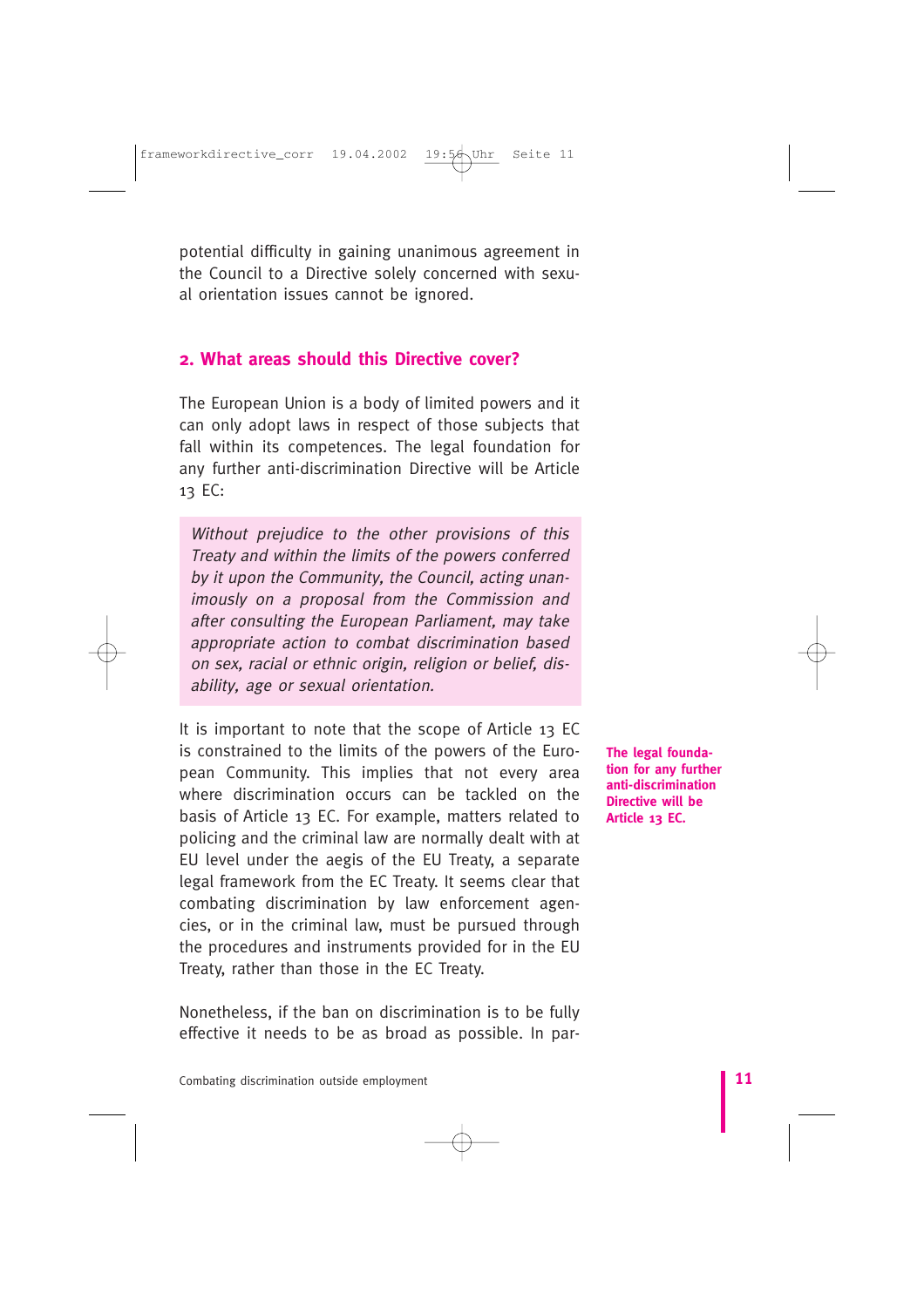potential difficulty in gaining unanimous agreement in the Council to a Directive solely concerned with sexual orientation issues cannot be ignored.

## 2. What areas should this Directive cover?

The European Union is a body of limited powers and it can only adopt laws in respect of those subjects that fall within its competences. The legal foundation for any further anti-discrimination Directive will be Article 13 EC:

> *Without prejudice to the other provisions of this Treaty and within the limits of the powers conferred by it upon the Community, the Council, acting unanimously on a proposal from the Commission and after consulting the European Parliament, may take appropriate action to combat discrimination based on sex, racial or ethnic origin, religion or belief, disability, age or sexual orientation.*

**The legal foundation for any further anti-discrimination Directive will be Article 13 EC.**

It is important to note that the scope of Article 13 EC is constrained to the limits of the powers of the European Community. This implies that not every area where discrimination occurs can be tackled on the basis of Article 13 EC. For example, matters related to policing and the criminal law are normally dealt with at EU level under the aegis of the EU Treaty, a separate legal framework from the EC Treaty. It seems clear that combating discrimination by law enforcement agencies, or in the criminal law, must be pursued through the procedures and instruments provided for in the EU Treaty, rather than those in the EC Treaty.

Nonetheless, if the ban on discrimination is to be fully effective it needs to be as broad as possible. In par-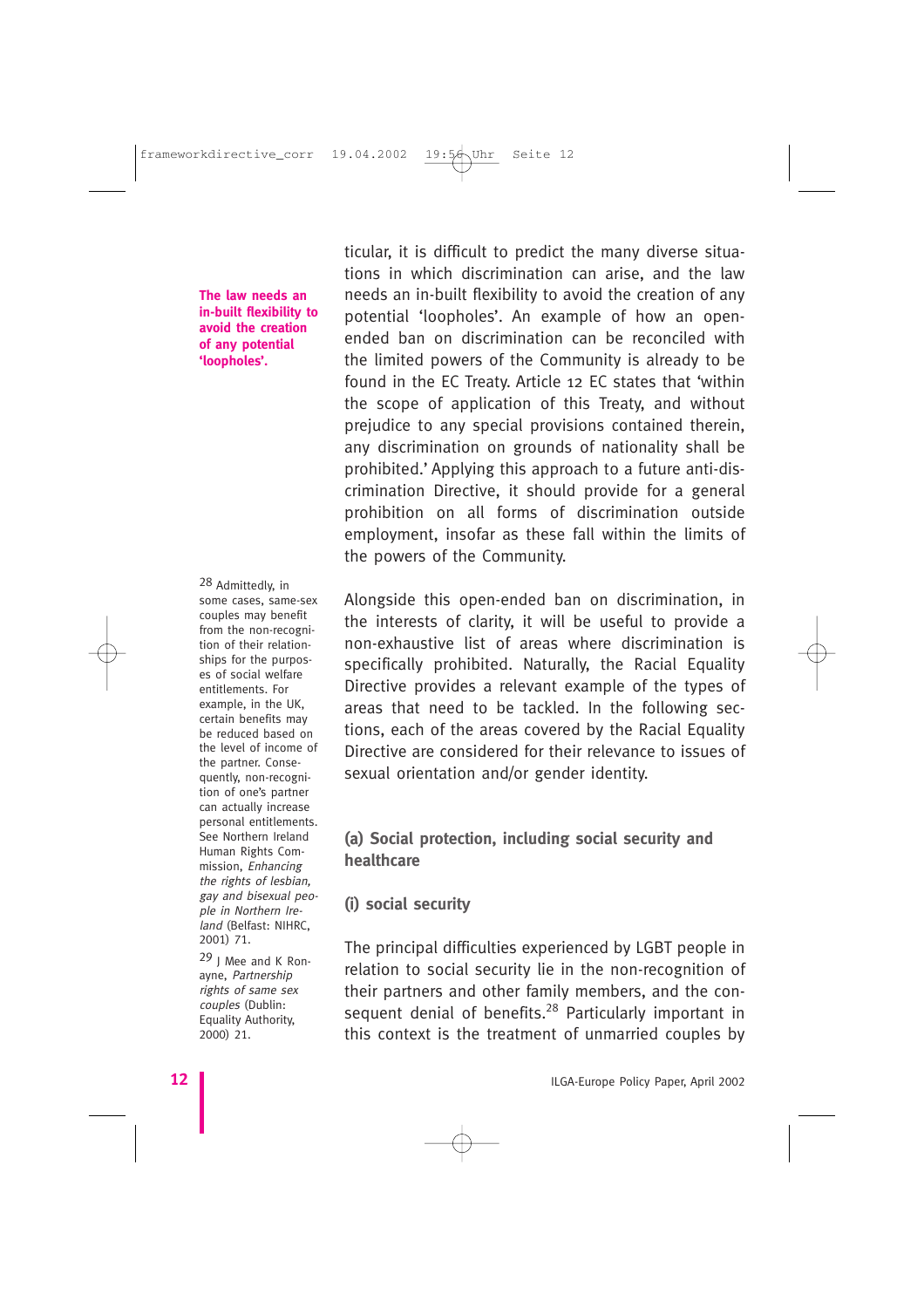ticular, it is difficult to predict the many diverse situations in which discrimination can arise, and the law needs an in-built flexibility to avoid the creation of any potential 'loopholes'. An example of how an open-ended ban on discrimination can be reconciled with the limited powers of the Community is already to be found in the EC Treaty. Article 12 EC states that 'within the scope of application of this Treaty, and without prejudice to any special provisions contained therein, any discrimination on grounds of nationality shall be prohibited.' Applying this approach to a future anti-discrimination Directive, it should provide for a general prohibition on all forms of discrimination outside employment, insofar as these fall within the limits of the powers of the Community.

**The law needs an in-built flexibility to avoid the creation of any potential 'loopholes'.**

Alongside this open-ended ban on discrimination, in the interests of clarity, it will be useful to provide a non-exhaustive list of areas where discrimination is specifically prohibited. Naturally, the Racial Equality Directive provides a relevant example of the types of areas that need to be tackled. In the following sections, each of the areas covered by the Racial Equality Directive are considered for their relevance to issues of sexual orientation and/or gender identity.

### (a) Social protection, including social security and healthcare

#### (i) social security

The principal difficulties experienced by LGBT people in relation to social security lie in the non-recognition of their partners and other family members, and the consequent denial of benefits.[28] Particularly important in this context is the treatment of unmarried couples by

[28] Admittedly, in some cases, same-sex couples may benefit from the non-recognition of their relationships for the purposes of social welfare entitlements. For example, in the UK, certain benefits may be reduced based on the level of income of the partner. Consequently, non-recognition of one's partner can actually increase personal entitlements. See Northern Ireland Human Rights Commission, *Enhancing the rights of lesbian, gay and bisexual people in Northern Ireland* (Belfast: NIHRC, 2001) 71.

[29] J Mee and K Ronayne, *Partnership rights of same sex couples* (Dublin: Equality Authority, 2000) 21.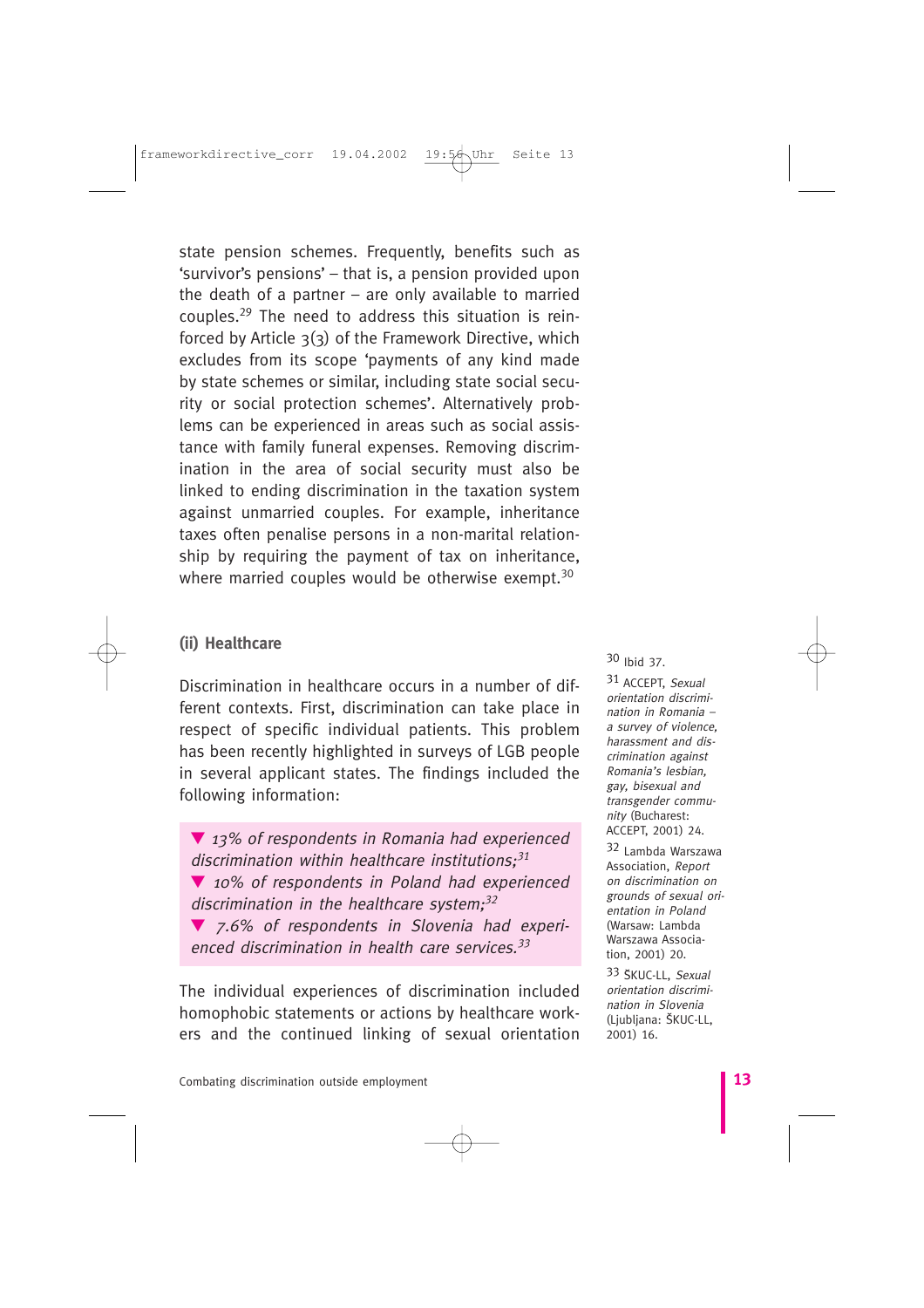state pension schemes. Frequently, benefits such as 'survivor's pensions' – that is, a pension provided upon the death of a partner – are only available to married couples.[29] The need to address this situation is reinforced by Article 3(3) of the Framework Directive, which excludes from its scope 'payments of any kind made by state schemes or similar, including state social security or social protection schemes'. Alternatively problems can be experienced in areas such as social assistance with family funeral expenses. Removing discrimination in the area of social security must also be linked to ending discrimination in the taxation system against unmarried couples. For example, inheritance taxes often penalise persons in a non-marital relationship by requiring the payment of tax on inheritance, where married couples would be otherwise exempt.[30]

### (ii) Healthcare

Discrimination in healthcare occurs in a number of different contexts. First, discrimination can take place in respect of specific individual patients. This problem has been recently highlighted in surveys of LGB people in several applicant states. The findings included the following information:

- *13% of respondents in Romania had experienced discrimination within healthcare institutions;*[31]
- *10% of respondents in Poland had experienced discrimination in the healthcare system;*[32]
- *7.6% of respondents in Slovenia had experienced discrimination in health care services.*[33]

The individual experiences of discrimination included homophobic statements or actions by healthcare workers and the continued linking of sexual orientation

[30] Ibid 37.

[31] ACCEPT, *Sexual orientation discrimination in Romania – a survey of violence, harassment and discrimination against Romania's lesbian, gay, bisexual and transgender community* (Bucharest: ACCEPT, 2001) 24.

[32] Lambda Warszawa Association, *Report on discrimination on grounds of sexual orientation in Poland* (Warsaw: Lambda Warszawa Association, 2001) 20.

[33] ŠKUC-LL, *Sexual orientation discrimination in Slovenia* (Ljubljana: ŠKUC-LL, 2001) 16.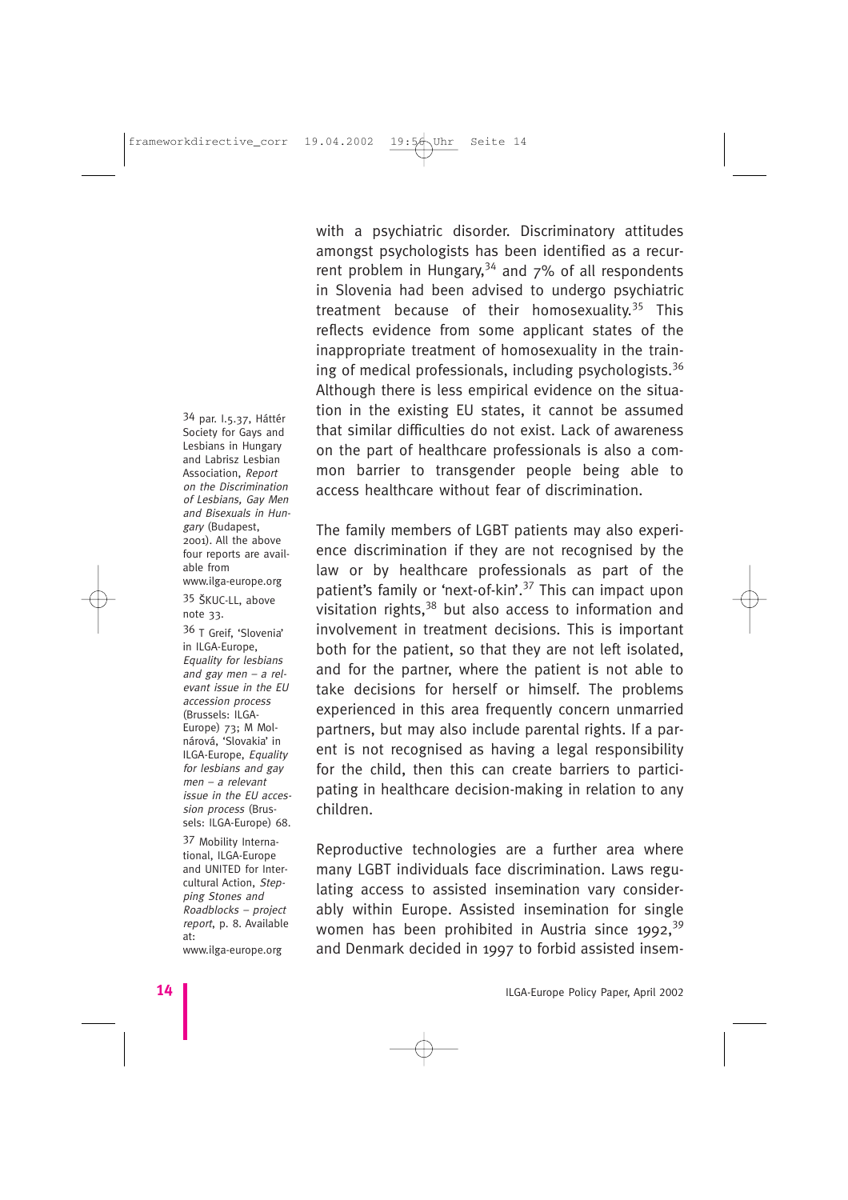with a psychiatric disorder. Discriminatory attitudes amongst psychologists has been identified as a recurrent problem in Hungary,[34] and 7% of all respondents in Slovenia had been advised to undergo psychiatric treatment because of their homosexuality.[35] This reflects evidence from some applicant states of the inappropriate treatment of homosexuality in the training of medical professionals, including psychologists.[36] Although there is less empirical evidence on the situation in the existing EU states, it cannot be assumed that similar difficulties do not exist. Lack of awareness on the part of healthcare professionals is also a common barrier to transgender people being able to access healthcare without fear of discrimination.

The family members of LGBT patients may also experience discrimination if they are not recognised by the law or by healthcare professionals as part of the patient's family or 'next-of-kin'.[37] This can impact upon visitation rights,[38] but also access to information and involvement in treatment decisions. This is important both for the patient, so that they are not left isolated, and for the partner, where the patient is not able to take decisions for herself or himself. The problems experienced in this area frequently concern unmarried partners, but may also include parental rights. If a parent is not recognised as having a legal responsibility for the child, then this can create barriers to participating in healthcare decision-making in relation to any children.

Reproductive technologies are a further area where many LGBT individuals face discrimination. Laws regulating access to assisted insemination vary considerably within Europe. Assisted insemination for single women has been prohibited in Austria since 1992,[39] and Denmark decided in 1997 to forbid assisted insem-

34 par. I.5.37, Háttér Society for Gays and Lesbians in Hungary and Labrisz Lesbian Association, *Report on the Discrimination of Lesbians, Gay Men and Bisexuals in Hungary* (Budapest, 2001). All the above four reports are available from www.ilga-europe.org

35 ŠKUC-LL, above note 33.

36 T Greif, 'Slovenia' in ILGA-Europe, *Equality for lesbians and gay men – a relevant issue in the EU accession process* (Brussels: ILGA-Europe) 73; M Molnárová, 'Slovakia' in ILGA-Europe, *Equality for lesbians and gay men – a relevant issue in the EU accession process* (Brussels: ILGA-Europe) 68.

37 Mobility International, ILGA-Europe and UNITED for Intercultural Action, *Stepping Stones and Roadblocks – project report*, p. 8. Available at: www.ilga-europe.org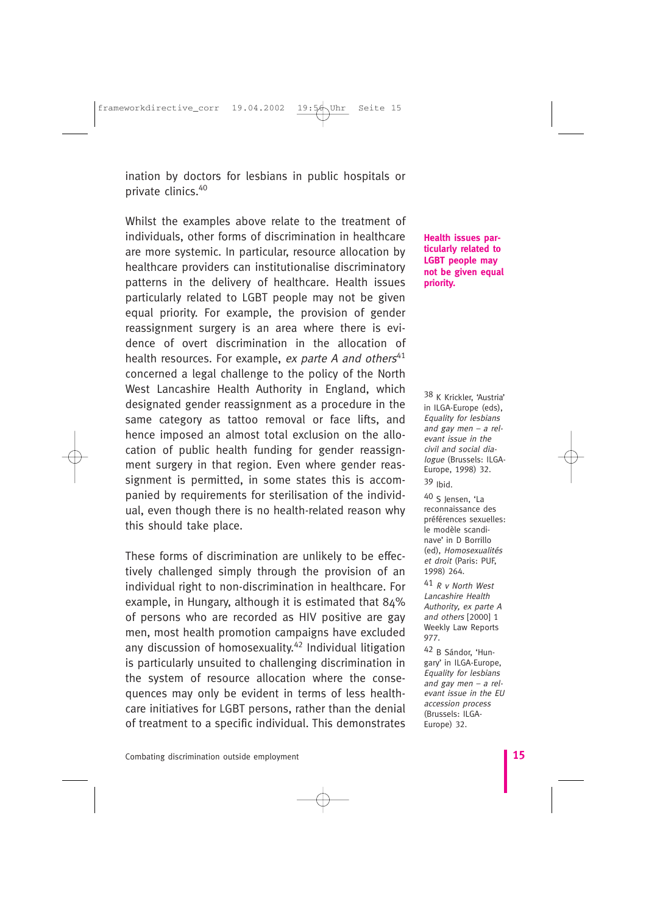ination by doctors for lesbians in public hospitals or private clinics.[40]

Whilst the examples above relate to the treatment of individuals, other forms of discrimination in healthcare are more systemic. In particular, resource allocation by healthcare providers can institutionalise discriminatory patterns in the delivery of healthcare. Health issues particularly related to LGBT people may not be given equal priority. For example, the provision of gender reassignment surgery is an area where there is evidence of overt discrimination in the allocation of health resources. For example, *ex parte A and others*[41] concerned a legal challenge to the policy of the North West Lancashire Health Authority in England, which designated gender reassignment as a procedure in the same category as tattoo removal or face lifts, and hence imposed an almost total exclusion on the allocation of public health funding for gender reassignment surgery in that region. Even where gender reassignment is permitted, in some states this is accompanied by requirements for sterilisation of the individual, even though there is no health-related reason why this should take place.

**Health issues particularly related to LGBT people may not be given equal priority.**

These forms of discrimination are unlikely to be effectively challenged simply through the provision of an individual right to non-discrimination in healthcare. For example, in Hungary, although it is estimated that 84% of persons who are recorded as HIV positive are gay men, most health promotion campaigns have excluded any discussion of homosexuality.[42] Individual litigation is particularly unsuited to challenging discrimination in the system of resource allocation where the consequences may only be evident in terms of less healthcare initiatives for LGBT persons, rather than the denial of treatment to a specific individual. This demonstrates

---

38 K Krickler, 'Austria' in ILGA-Europe (eds), *Equality for lesbians and gay men – a relevant issue in the civil and social dialogue* (Brussels: ILGA-Europe, 1998) 32.

39 Ibid.

40 S Jensen, 'La reconnaissance des préférences sexuelles: le modèle scandinave' in D Borrillo (ed), *Homosexualités et droit* (Paris: PUF, 1998) 264.

41 *R v North West Lancashire Health Authority, ex parte A and others* [2000] 1 Weekly Law Reports 977.

42 B Sándor, 'Hungary' in ILGA-Europe, *Equality for lesbians and gay men – a relevant issue in the EU accession process* (Brussels: ILGA-Europe) 32.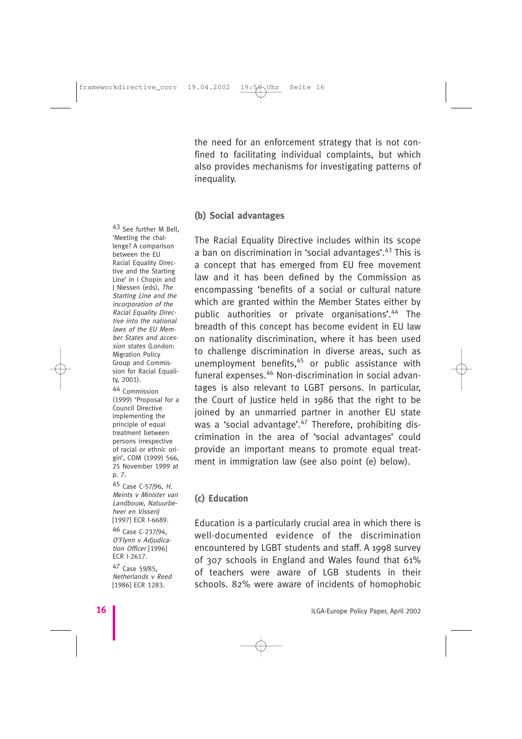the need for an enforcement strategy that is not confined to facilitating individual complaints, but which also provides mechanisms for investigating patterns of inequality.

### (b) Social advantages

The Racial Equality Directive includes within its scope a ban on discrimination in 'social advantages'.[43] This is a concept that has emerged from EU free movement law and it has been defined by the Commission as encompassing 'benefits of a social or cultural nature which are granted within the Member States either by public authorities or private organisations'.[44] The breadth of this concept has become evident in EU law on nationality discrimination, where it has been used to challenge discrimination in diverse areas, such as unemployment benefits,[45] or public assistance with funeral expenses.[46] Non-discrimination in social advantages is also relevant to LGBT persons. In particular, the Court of Justice held in 1986 that the right to be joined by an unmarried partner in another EU state was a 'social advantage'.[47] Therefore, prohibiting discrimination in the area of 'social advantages' could provide an important means to promote equal treatment in immigration law (see also point (e) below).

### (c) Education

Education is a particularly crucial area in which there is well-documented evidence of the discrimination encountered by LGBT students and staff. A 1998 survey of 307 schools in England and Wales found that 61% of teachers were aware of LGB students in their schools. 82% were aware of incidents of homophobic

---

[43] See further M Bell, 'Meeting the challenge? A comparison between the EU Racial Equality Directive and the Starting Line' in I Chopin and J Niessen (eds), *The Starting Line and the incorporation of the Racial Equality Directive into the national laws of the EU Member States and accession states* (London: Migration Policy Group and Commission for Racial Equality, 2001).

[44] Commission (1999) 'Proposal for a Council Directive implementing the principle of equal treatment between persons irrespective of racial or ethnic origin', COM (1999) 566, 25 November 1999 at p. 7.

[45] Case C-57/96, *H. Meints v Minister van Landbouw, Natuurbeheer en Visserij* [1997] ECR I-6689.

[46] Case C-237/94, *O'Flynn v Adjudication Officer* [1996] ECR I-2617.

[47] Case 59/85, *Netherlands v Reed* [1986] ECR 1283.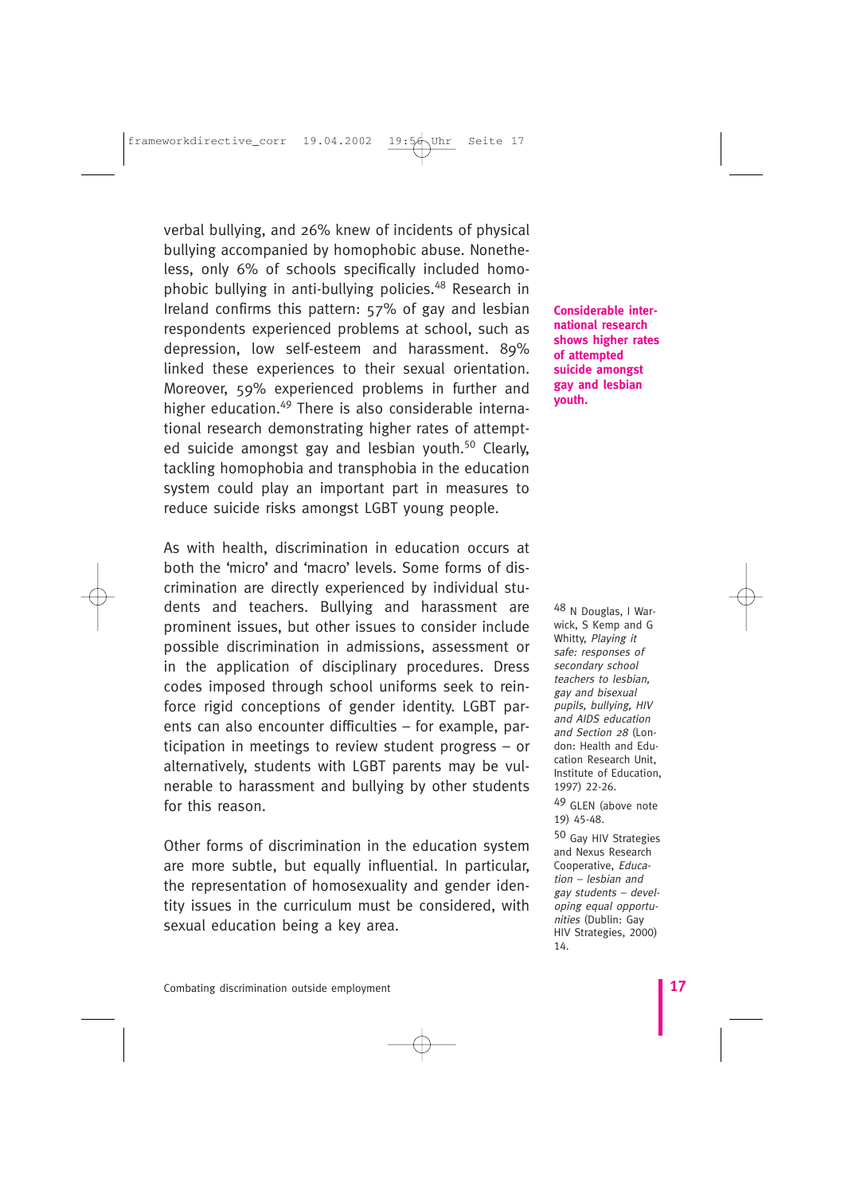verbal bullying, and 26% knew of incidents of physical bullying accompanied by homophobic abuse. Nonetheless, only 6% of schools specifically included homophobic bullying in anti-bullying policies.[48] Research in Ireland confirms this pattern: 57% of gay and lesbian respondents experienced problems at school, such as depression, low self-esteem and harassment. 89% linked these experiences to their sexual orientation. Moreover, 59% experienced problems in further and higher education.[49] There is also considerable international research demonstrating higher rates of attempted suicide amongst gay and lesbian youth.[50] Clearly, tackling homophobia and transphobia in the education system could play an important part in measures to reduce suicide risks amongst LGBT young people.

**Considerable international research shows higher rates of attempted suicide amongst gay and lesbian youth.**

As with health, discrimination in education occurs at both the 'micro' and 'macro' levels. Some forms of discrimination are directly experienced by individual students and teachers. Bullying and harassment are prominent issues, but other issues to consider include possible discrimination in admissions, assessment or in the application of disciplinary procedures. Dress codes imposed through school uniforms seek to reinforce rigid conceptions of gender identity. LGBT parents can also encounter difficulties – for example, participation in meetings to review student progress – or alternatively, students with LGBT parents may be vulnerable to harassment and bullying by other students for this reason.

Other forms of discrimination in the education system are more subtle, but equally influential. In particular, the representation of homosexuality and gender identity issues in the curriculum must be considered, with sexual education being a key area.

[48] N Douglas, I Warwick, S Kemp and G Whitty, *Playing it safe: responses of secondary school teachers to lesbian, gay and bisexual pupils, bullying, HIV and AIDS education and Section 28* (London: Health and Education Research Unit, Institute of Education, 1997) 22-26.

[49] GLEN (above note 19) 45-48.

[50] Gay HIV Strategies and Nexus Research Cooperative, *Education – lesbian and gay students – developing equal opportunities* (Dublin: Gay HIV Strategies, 2000) 14.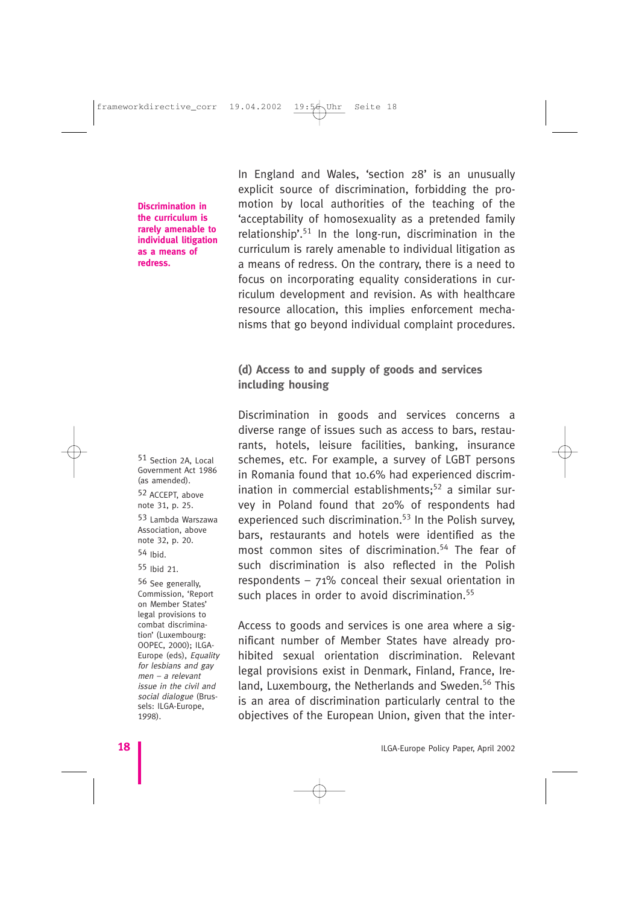In England and Wales, 'section 28' is an unusually explicit source of discrimination, forbidding the promotion by local authorities of the teaching of the 'acceptability of homosexuality as a pretended family relationship'.[51] In the long-run, discrimination in the curriculum is rarely amenable to individual litigation as a means of redress. On the contrary, there is a need to focus on incorporating equality considerations in curriculum development and revision. As with healthcare resource allocation, this implies enforcement mechanisms that go beyond individual complaint procedures.

**Discrimination in the curriculum is rarely amenable to individual litigation as a means of redress.**

### (d) Access to and supply of goods and services including housing

Discrimination in goods and services concerns a diverse range of issues such as access to bars, restaurants, hotels, leisure facilities, banking, insurance schemes, etc. For example, a survey of LGBT persons in Romania found that 10.6% had experienced discrimination in commercial establishments;[52] a similar survey in Poland found that 20% of respondents had experienced such discrimination.[53] In the Polish survey, bars, restaurants and hotels were identified as the most common sites of discrimination.[54] The fear of such discrimination is also reflected in the Polish respondents – 71% conceal their sexual orientation in such places in order to avoid discrimination.[55]

Access to goods and services is one area where a significant number of Member States have already prohibited sexual orientation discrimination. Relevant legal provisions exist in Denmark, Finland, France, Ireland, Luxembourg, the Netherlands and Sweden.[56] This is an area of discrimination particularly central to the objectives of the European Union, given that the inter-

---

51 Section 2A, Local Government Act 1986 (as amended).

52 ACCEPT, above note 31, p. 25.

53 Lambda Warszawa Association, above note 32, p. 20.

54 Ibid.

55 Ibid 21.

56 See generally, Commission, 'Report on Member States' legal provisions to combat discrimination' (Luxembourg: OOPEC, 2000); ILGA-Europe (eds), *Equality for lesbians and gay men – a relevant issue in the civil and social dialogue* (Brussels: ILGA-Europe, 1998).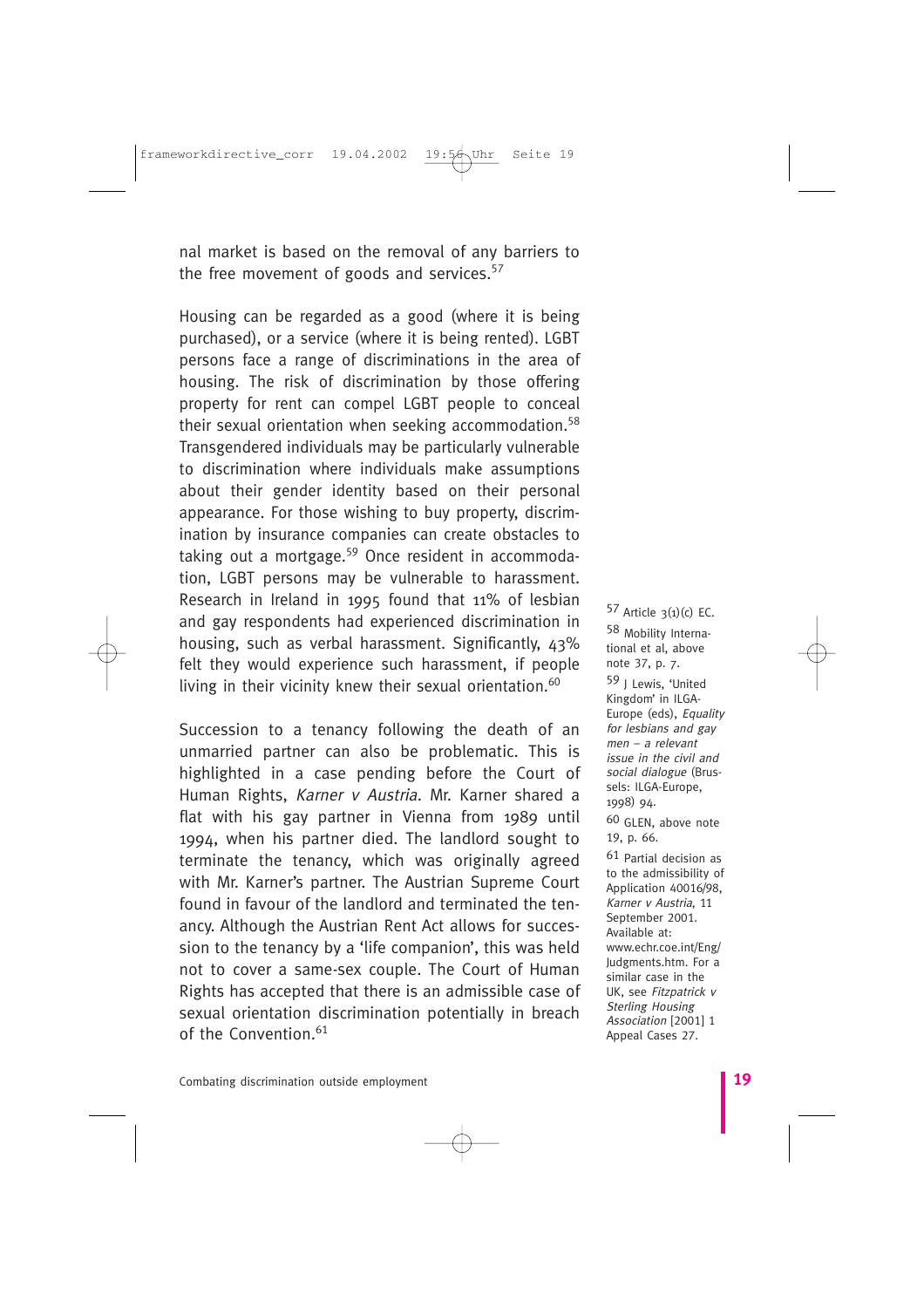nal market is based on the removal of any barriers to the free movement of goods and services.[57]

Housing can be regarded as a good (where it is being purchased), or a service (where it is being rented). LGBT persons face a range of discriminations in the area of housing. The risk of discrimination by those offering property for rent can compel LGBT people to conceal their sexual orientation when seeking accommodation.[58] Transgendered individuals may be particularly vulnerable to discrimination where individuals make assumptions about their gender identity based on their personal appearance. For those wishing to buy property, discrimination by insurance companies can create obstacles to taking out a mortgage.[59] Once resident in accommodation, LGBT persons may be vulnerable to harassment. Research in Ireland in 1995 found that 11% of lesbian and gay respondents had experienced discrimination in housing, such as verbal harassment. Significantly, 43% felt they would experience such harassment, if people living in their vicinity knew their sexual orientation.[60]

Succession to a tenancy following the death of an unmarried partner can also be problematic. This is highlighted in a case pending before the Court of Human Rights, *Karner v Austria.* Mr. Karner shared a flat with his gay partner in Vienna from 1989 until 1994, when his partner died. The landlord sought to terminate the tenancy, which was originally agreed with Mr. Karner's partner. The Austrian Supreme Court found in favour of the landlord and terminated the tenancy. Although the Austrian Rent Act allows for succession to the tenancy by a 'life companion', this was held not to cover a same-sex couple. The Court of Human Rights has accepted that there is an admissible case of sexual orientation discrimination potentially in breach of the Convention.[61]

[57] Article 3(1)(c) EC.

[58] Mobility International et al, above note 37, p. 7.

[59] J Lewis, 'United Kingdom' in ILGA-Europe (eds), *Equality for lesbians and gay men – a relevant issue in the civil and social dialogue* (Brussels: ILGA-Europe, 1998) 94.

[60] GLEN, above note 19, p. 66.

[61] Partial decision as to the admissibility of Application 40016/98, *Karner v Austria*, 11 September 2001. Available at: www.echr.coe.int/Eng/Judgments.htm. For a similar case in the UK, see *Fitzpatrick v Sterling Housing Association* [2001] 1 Appeal Cases 27.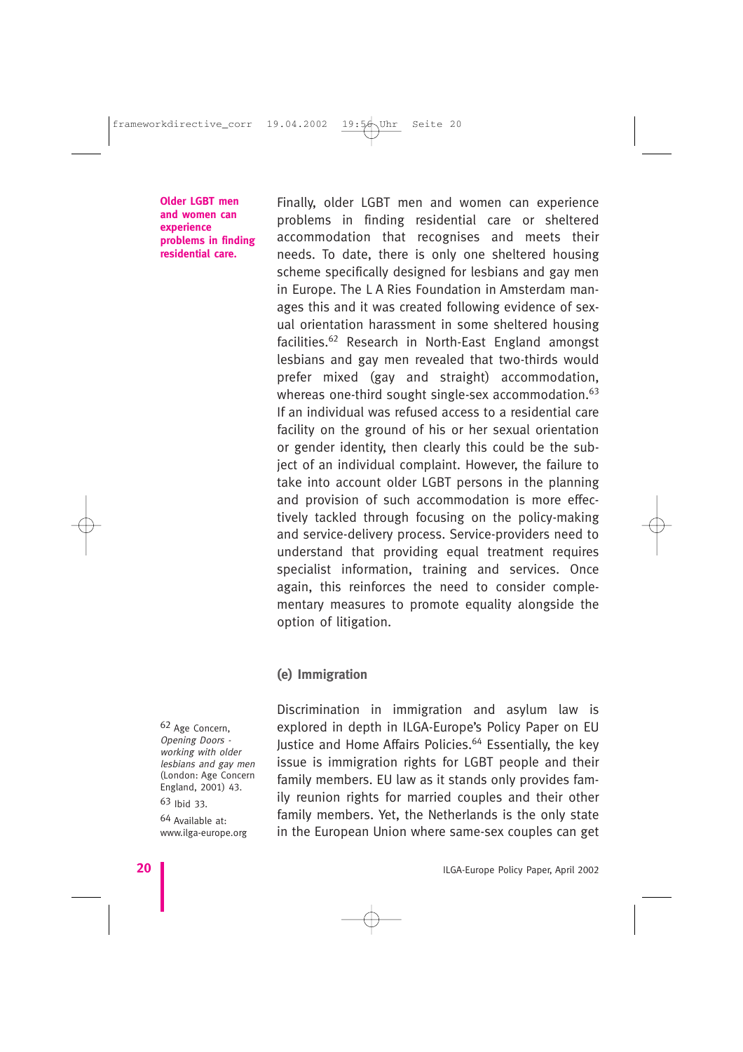**Older LGBT men and women can experience problems in finding residential care.**

Finally, older LGBT men and women can experience problems in finding residential care or sheltered accommodation that recognises and meets their needs. To date, there is only one sheltered housing scheme specifically designed for lesbians and gay men in Europe. The L A Ries Foundation in Amsterdam manages this and it was created following evidence of sexual orientation harassment in some sheltered housing facilities.[62] Research in North-East England amongst lesbians and gay men revealed that two-thirds would prefer mixed (gay and straight) accommodation, whereas one-third sought single-sex accommodation.[63] If an individual was refused access to a residential care facility on the ground of his or her sexual orientation or gender identity, then clearly this could be the subject of an individual complaint. However, the failure to take into account older LGBT persons in the planning and provision of such accommodation is more effectively tackled through focusing on the policy-making and service-delivery process. Service-providers need to understand that providing equal treatment requires specialist information, training and services. Once again, this reinforces the need to consider complementary measures to promote equality alongside the option of litigation.

### (e) Immigration

Discrimination in immigration and asylum law is explored in depth in ILGA-Europe's Policy Paper on EU Justice and Home Affairs Policies.[64] Essentially, the key issue is immigration rights for LGBT people and their family members. EU law as it stands only provides family reunion rights for married couples and their other family members. Yet, the Netherlands is the only state in the European Union where same-sex couples can get

---

[62] Age Concern, *Opening Doors - working with older lesbians and gay men* (London: Age Concern England, 2001) 43.

[63] Ibid 33.

[64] Available at: www.ilga-europe.org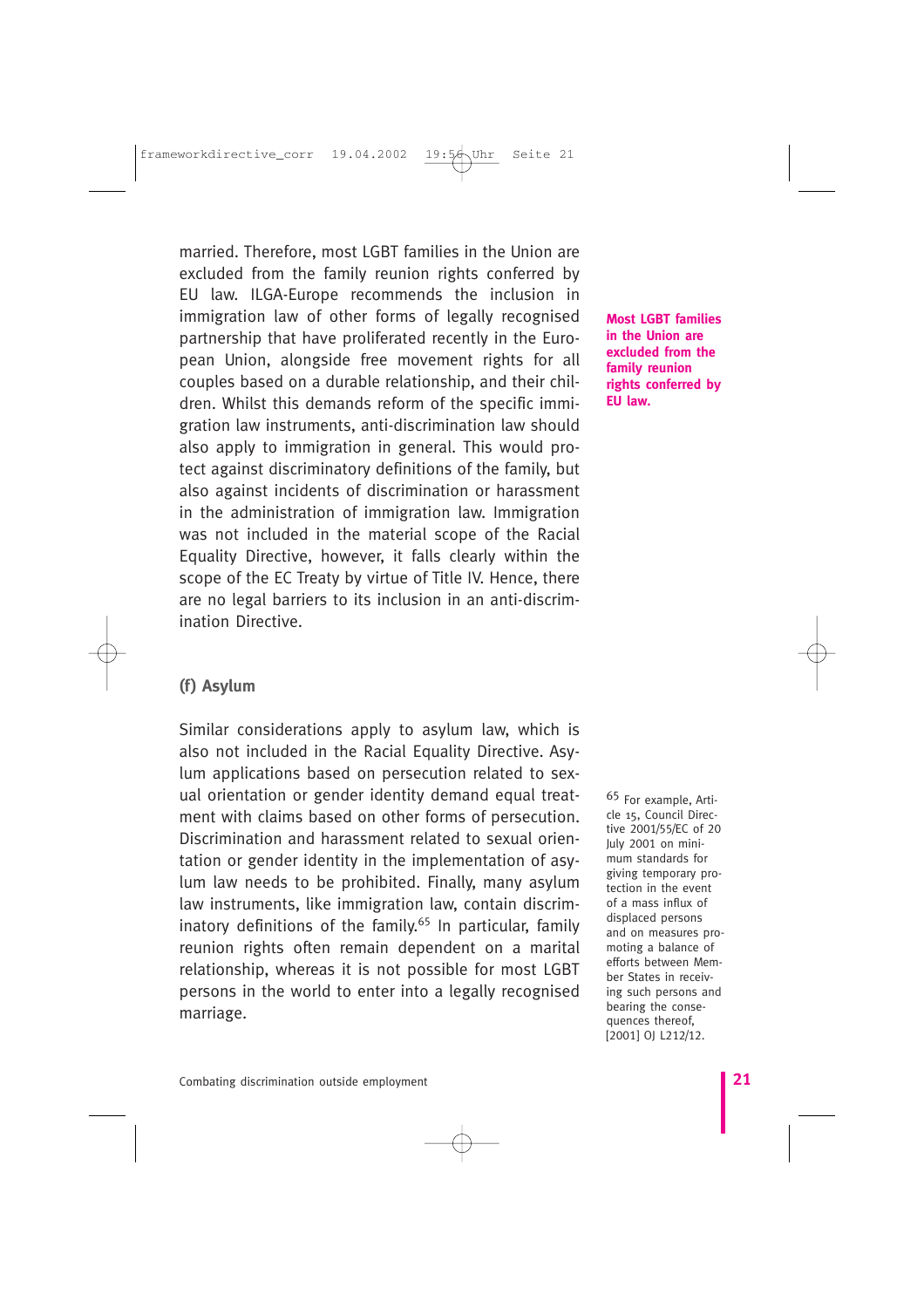married. Therefore, most LGBT families in the Union are excluded from the family reunion rights conferred by EU law. ILGA-Europe recommends the inclusion in immigration law of other forms of legally recognised partnership that have proliferated recently in the European Union, alongside free movement rights for all couples based on a durable relationship, and their children. Whilst this demands reform of the specific immigration law instruments, anti-discrimination law should also apply to immigration in general. This would protect against discriminatory definitions of the family, but also against incidents of discrimination or harassment in the administration of immigration law. Immigration was not included in the material scope of the Racial Equality Directive, however, it falls clearly within the scope of the EC Treaty by virtue of Title IV. Hence, there are no legal barriers to its inclusion in an anti-discrimination Directive.

**Most LGBT families in the Union are excluded from the family reunion rights conferred by EU law.**

### (f) Asylum

Similar considerations apply to asylum law, which is also not included in the Racial Equality Directive. Asylum applications based on persecution related to sexual orientation or gender identity demand equal treatment with claims based on other forms of persecution. Discrimination and harassment related to sexual orientation or gender identity in the implementation of asylum law needs to be prohibited. Finally, many asylum law instruments, like immigration law, contain discriminatory definitions of the family.[65] In particular, family reunion rights often remain dependent on a marital relationship, whereas it is not possible for most LGBT persons in the world to enter into a legally recognised marriage.

[65] For example, Article 15, Council Directive 2001/55/EC of 20 July 2001 on minimum standards for giving temporary protection in the event of a mass influx of displaced persons and on measures promoting a balance of efforts between Member States in receiving such persons and bearing the consequences thereof, [2001] OJ L212/12.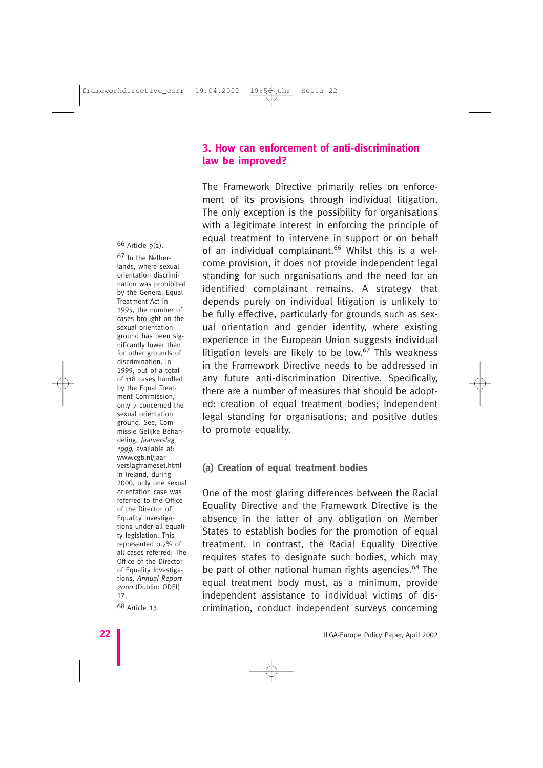## 3. How can enforcement of anti-discrimination law be improved?

The Framework Directive primarily relies on enforcement of its provisions through individual litigation. The only exception is the possibility for organisations with a legitimate interest in enforcing the principle of equal treatment to intervene in support or on behalf of an individual complainant.[66] Whilst this is a welcome provision, it does not provide independent legal standing for such organisations and the need for an identified complainant remains. A strategy that depends purely on individual litigation is unlikely to be fully effective, particularly for grounds such as sexual orientation and gender identity, where existing experience in the European Union suggests individual litigation levels are likely to be low.[67] This weakness in the Framework Directive needs to be addressed in any future anti-discrimination Directive. Specifically, there are a number of measures that should be adopted: creation of equal treatment bodies; independent legal standing for organisations; and positive duties to promote equality.

### (a) Creation of equal treatment bodies

One of the most glaring differences between the Racial Equality Directive and the Framework Directive is the absence in the latter of any obligation on Member States to establish bodies for the promotion of equal treatment. In contrast, the Racial Equality Directive requires states to designate such bodies, which may be part of other national human rights agencies.[68] The equal treatment body must, as a minimum, provide independent assistance to individual victims of discrimination, conduct independent surveys concerning

[66] Article 9(2).

[67] In the Netherlands, where sexual orientation discrimination was prohibited by the General Equal Treatment Act in 1995, the number of cases brought on the sexual orientation ground has been significantly lower than for other grounds of discrimination. In 1999, out of a total of 118 cases handled by the Equal Treatment Commission, only 7 concerned the sexual orientation ground. See, Commissie Gelijke Behandeling, *Jaarverslag 1999*, available at: www.cgb.nl/jaarverslagframeset.html In Ireland, during 2000, only one sexual orientation case was referred to the Office of the Director of Equality Investigations under all equality legislation. This represented 0.7% of all cases referred: The Office of the Director of Equality Investigations, *Annual Report 2000* (Dublin: ODEI) 17.

[68] Article 13.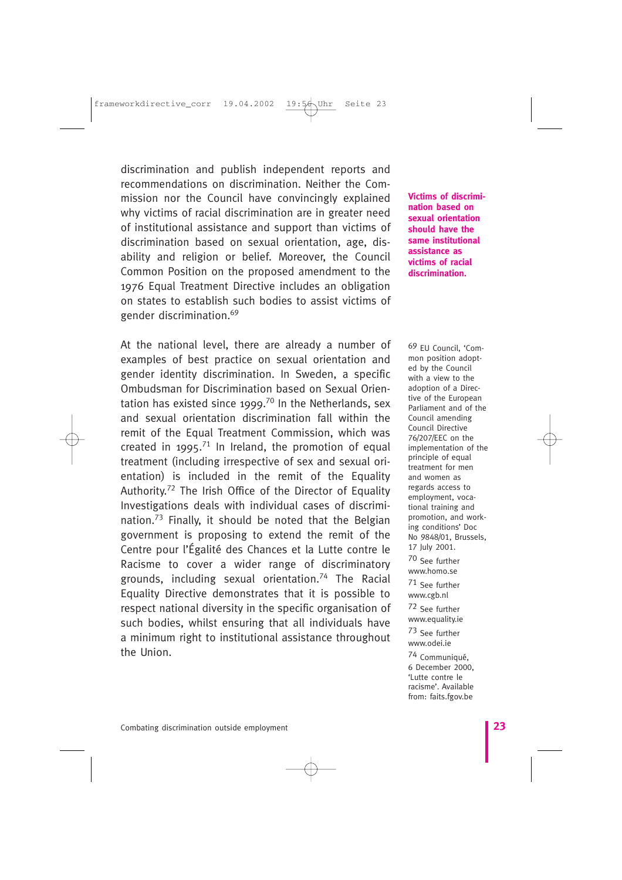discrimination and publish independent reports and recommendations on discrimination. Neither the Commission nor the Council have convincingly explained why victims of racial discrimination are in greater need of institutional assistance and support than victims of discrimination based on sexual orientation, age, disability and religion or belief. Moreover, the Council Common Position on the proposed amendment to the 1976 Equal Treatment Directive includes an obligation on states to establish such bodies to assist victims of gender discrimination.[69]

**Victims of discrimination based on sexual orientation should have the same institutional assistance as victims of racial discrimination.**

At the national level, there are already a number of examples of best practice on sexual orientation and gender identity discrimination. In Sweden, a specific Ombudsman for Discrimination based on Sexual Orientation has existed since 1999.[70] In the Netherlands, sex and sexual orientation discrimination fall within the remit of the Equal Treatment Commission, which was created in 1995.[71] In Ireland, the promotion of equal treatment (including irrespective of sex and sexual orientation) is included in the remit of the Equality Authority.[72] The Irish Office of the Director of Equality Investigations deals with individual cases of discrimination.[73] Finally, it should be noted that the Belgian government is proposing to extend the remit of the Centre pour l'Égalité des Chances et la Lutte contre le Racisme to cover a wider range of discriminatory grounds, including sexual orientation.[74] The Racial Equality Directive demonstrates that it is possible to respect national diversity in the specific organisation of such bodies, whilst ensuring that all individuals have a minimum right to institutional assistance throughout the Union.

69 EU Council, 'Common position adopted by the Council with a view to the adoption of a Directive of the European Parliament and of the Council amending Council Directive 76/207/EEC on the implementation of the principle of equal treatment for men and women as regards access to employment, vocational training and promotion, and working conditions' Doc No 9848/01, Brussels, 17 July 2001.

70 See further www.homo.se

71 See further www.cgb.nl

72 See further www.equality.ie

73 See further www.odei.ie

74 Communiqué, 6 December 2000, 'Lutte contre le racisme'. Available from: faits.fgov.be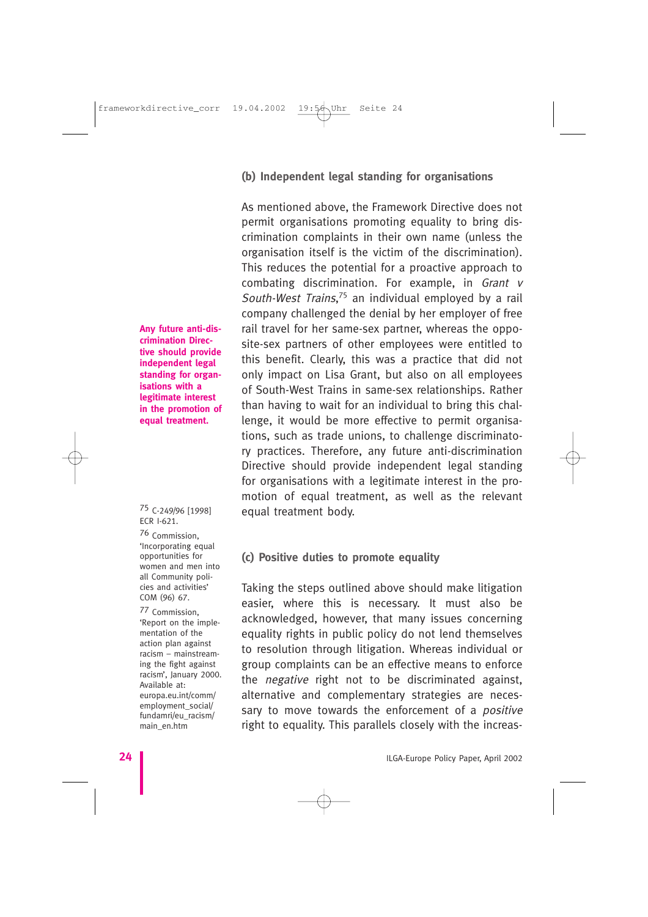### (b) Independent legal standing for organisations

As mentioned above, the Framework Directive does not permit organisations promoting equality to bring discrimination complaints in their own name (unless the organisation itself is the victim of the discrimination). This reduces the potential for a proactive approach to combating discrimination. For example, in *Grant v South-West Trains*,[75] an individual employed by a rail company challenged the denial by her employer of free rail travel for her same-sex partner, whereas the opposite-sex partners of other employees were entitled to this benefit. Clearly, this was a practice that did not only impact on Lisa Grant, but also on all employees of South-West Trains in same-sex relationships. Rather than having to wait for an individual to bring this challenge, it would be more effective to permit organisations, such as trade unions, to challenge discriminatory practices. Therefore, any future anti-discrimination Directive should provide independent legal standing for organisations with a legitimate interest in the promotion of equal treatment, as well as the relevant equal treatment body.

**Any future anti-discrimination Directive should provide independent legal standing for organisations with a legitimate interest in the promotion of equal treatment.**

### (c) Positive duties to promote equality

Taking the steps outlined above should make litigation easier, where this is necessary. It must also be acknowledged, however, that many issues concerning equality rights in public policy do not lend themselves to resolution through litigation. Whereas individual or group complaints can be an effective means to enforce the *negative* right not to be discriminated against, alternative and complementary strategies are necessary to move towards the enforcement of a *positive* right to equality. This parallels closely with the increas-

---

[75] C-249/96 [1998] ECR I-621.

[76] Commission, 'Incorporating equal opportunities for women and men into all Community policies and activities' COM (96) 67.

[77] Commission, 'Report on the implementation of the action plan against racism – mainstreaming the fight against racism', January 2000. Available at: europa.eu.int/comm/employment_social/fundamri/eu_racism/main_en.htm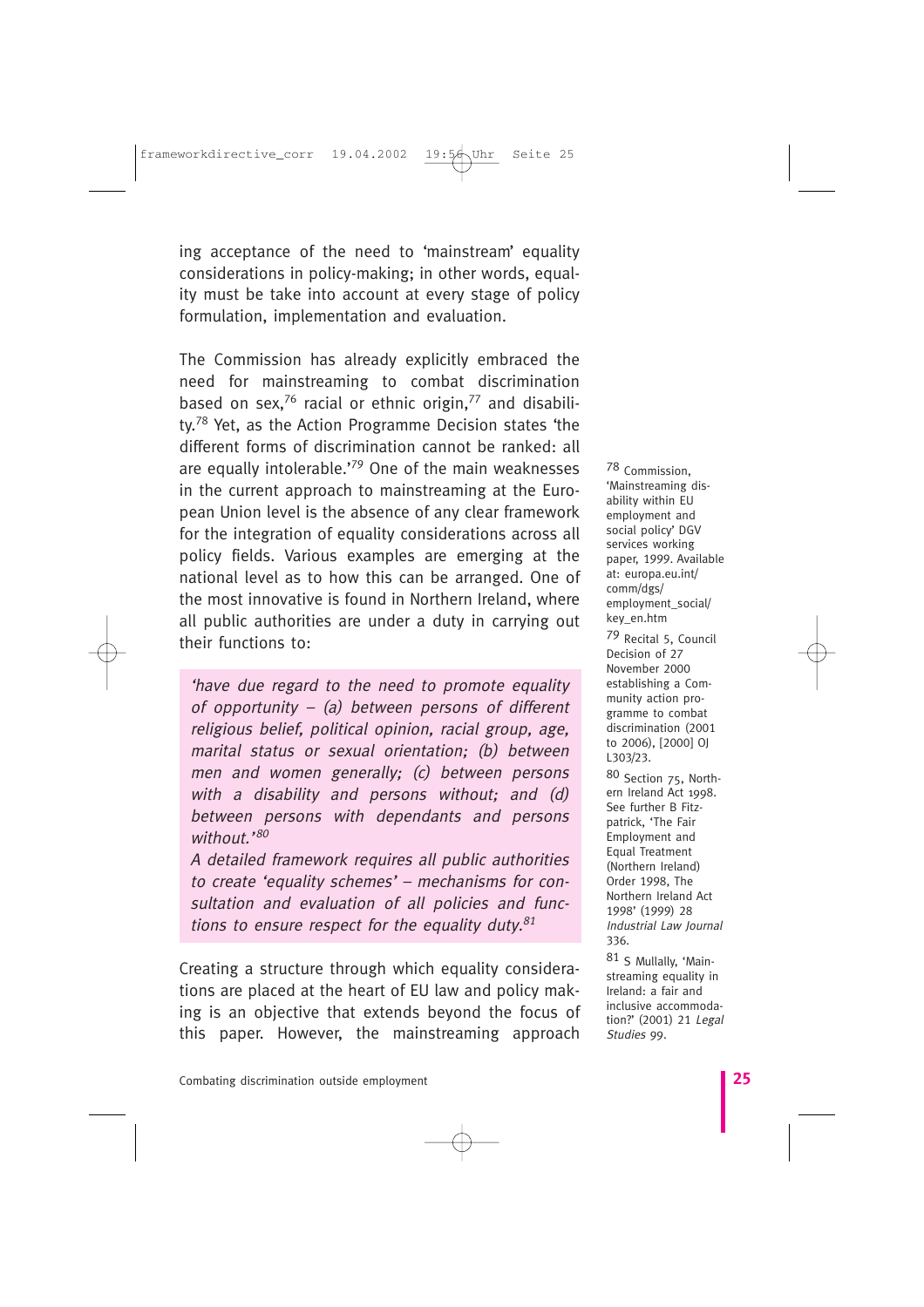ing acceptance of the need to 'mainstream' equality considerations in policy-making; in other words, equality must be take into account at every stage of policy formulation, implementation and evaluation.

The Commission has already explicitly embraced the need for mainstreaming to combat discrimination based on sex,[76] racial or ethnic origin,[77] and disability.[78] Yet, as the Action Programme Decision states 'the different forms of discrimination cannot be ranked: all are equally intolerable.'[79] One of the main weaknesses in the current approach to mainstreaming at the European Union level is the absence of any clear framework for the integration of equality considerations across all policy fields. Various examples are emerging at the national level as to how this can be arranged. One of the most innovative is found in Northern Ireland, where all public authorities are under a duty in carrying out their functions to:

> *'have due regard to the need to promote equality of opportunity – (a) between persons of different religious belief, political opinion, racial group, age, marital status or sexual orientation; (b) between men and women generally; (c) between persons with a disability and persons without; and (d) between persons with dependants and persons without.'*[80]
>
> *A detailed framework requires all public authorities to create 'equality schemes' – mechanisms for consultation and evaluation of all policies and functions to ensure respect for the equality duty.*[81]

Creating a structure through which equality considerations are placed at the heart of EU law and policy making is an objective that extends beyond the focus of this paper. However, the mainstreaming approach

[78] Commission, 'Mainstreaming disability within EU employment and social policy' DGV services working paper, 1999. Available at: europa.eu.int/comm/dgs/employment_social/key_en.htm

[79] Recital 5, Council Decision of 27 November 2000 establishing a Community action programme to combat discrimination (2001 to 2006), [2000] OJ L303/23.

[80] Section 75, Northern Ireland Act 1998. See further B Fitzpatrick, 'The Fair Employment and Equal Treatment (Northern Ireland) Order 1998, The Northern Ireland Act 1998' (1999) 28 *Industrial Law Journal* 336.

[81] S Mullally, 'Mainstreaming equality in Ireland: a fair and inclusive accommodation?' (2001) 21 *Legal Studies* 99.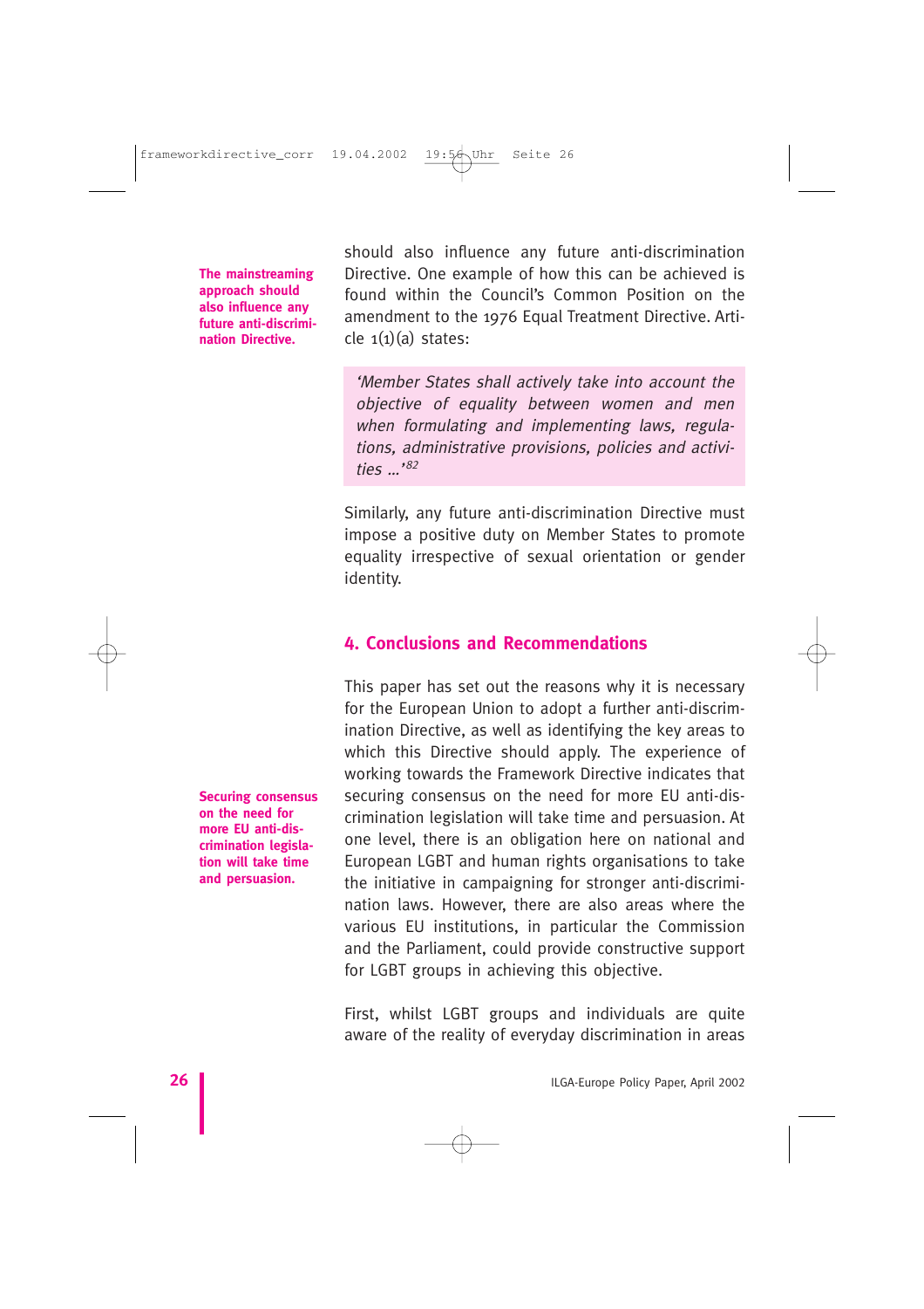**The mainstreaming approach should also influence any future anti-discrimination Directive.**

should also influence any future anti-discrimination Directive. One example of how this can be achieved is found within the Council's Common Position on the amendment to the 1976 Equal Treatment Directive. Article 1(1)(a) states:

> *'Member States shall actively take into account the objective of equality between women and men when formulating and implementing laws, regulations, administrative provisions, policies and activities ...'*[82]

Similarly, any future anti-discrimination Directive must impose a positive duty on Member States to promote equality irrespective of sexual orientation or gender identity.

## 4. Conclusions and Recommendations

**Securing consensus on the need for more EU anti-discrimination legislation will take time and persuasion.**

This paper has set out the reasons why it is necessary for the European Union to adopt a further anti-discrimination Directive, as well as identifying the key areas to which this Directive should apply. The experience of working towards the Framework Directive indicates that securing consensus on the need for more EU anti-discrimination legislation will take time and persuasion. At one level, there is an obligation here on national and European LGBT and human rights organisations to take the initiative in campaigning for stronger anti-discrimination laws. However, there are also areas where the various EU institutions, in particular the Commission and the Parliament, could provide constructive support for LGBT groups in achieving this objective.

First, whilst LGBT groups and individuals are quite aware of the reality of everyday discrimination in areas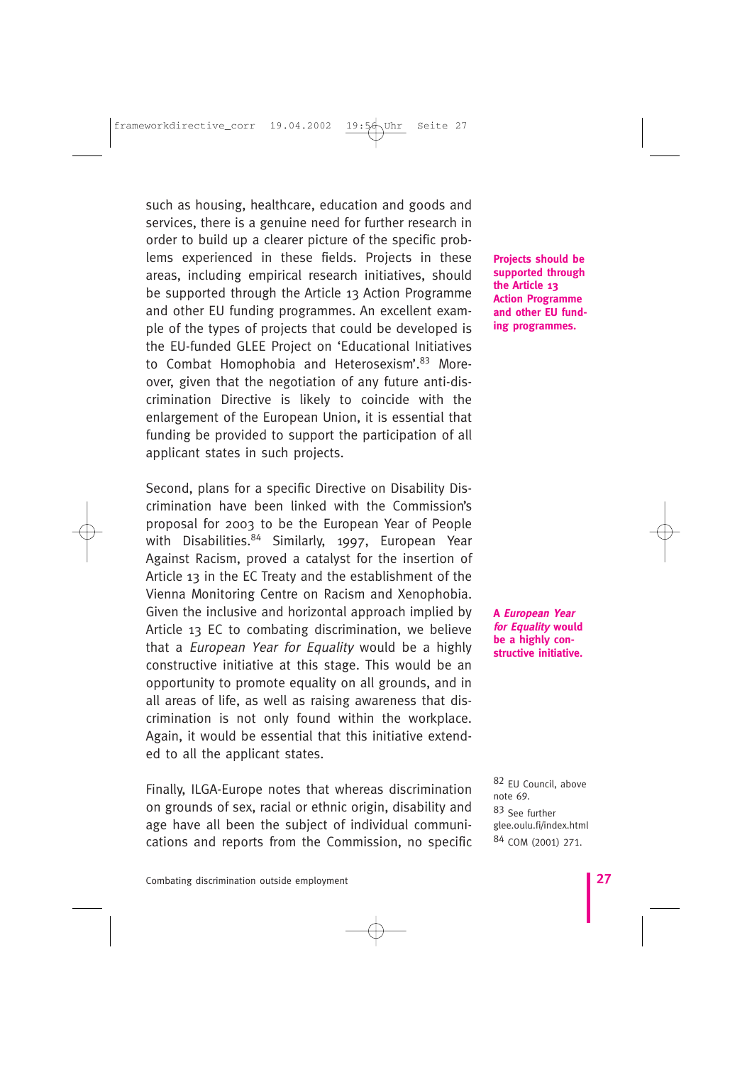such as housing, healthcare, education and goods and services, there is a genuine need for further research in order to build up a clearer picture of the specific problems experienced in these fields. Projects in these areas, including empirical research initiatives, should be supported through the Article 13 Action Programme and other EU funding programmes. An excellent example of the types of projects that could be developed is the EU-funded GLEE Project on 'Educational Initiatives to Combat Homophobia and Heterosexism'.[83] Moreover, given that the negotiation of any future anti-discrimination Directive is likely to coincide with the enlargement of the European Union, it is essential that funding be provided to support the participation of all applicant states in such projects.

**Projects should be supported through the Article 13 Action Programme and other EU funding programmes.**

Second, plans for a specific Directive on Disability Discrimination have been linked with the Commission's proposal for 2003 to be the European Year of People with Disabilities.[84] Similarly, 1997, European Year Against Racism, proved a catalyst for the insertion of Article 13 in the EC Treaty and the establishment of the Vienna Monitoring Centre on Racism and Xenophobia. Given the inclusive and horizontal approach implied by Article 13 EC to combating discrimination, we believe that a *European Year for Equality* would be a highly constructive initiative at this stage. This would be an opportunity to promote equality on all grounds, and in all areas of life, as well as raising awareness that discrimination is not only found within the workplace. Again, it would be essential that this initiative extended to all the applicant states.

**A *European Year for Equality* would be a highly constructive initiative.**

Finally, ILGA-Europe notes that whereas discrimination on grounds of sex, racial or ethnic origin, disability and age have all been the subject of individual communications and reports from the Commission, no specific

82 EU Council, above note 69.

83 See further glee.oulu.fi/index.html

84 COM (2001) 271.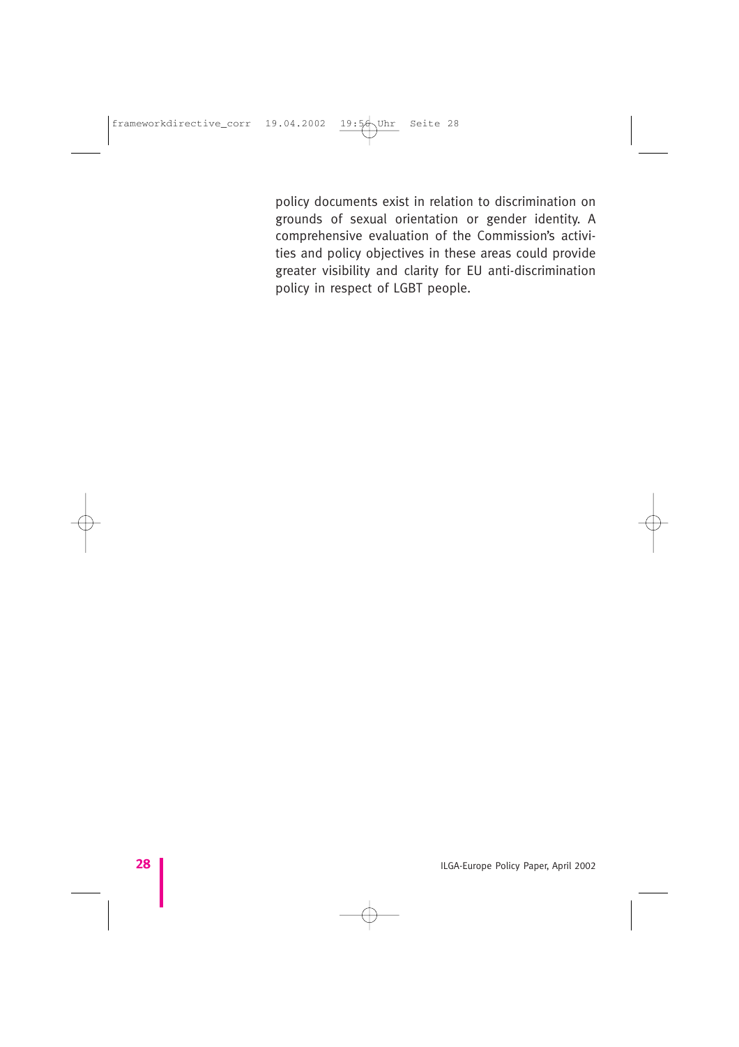policy documents exist in relation to discrimination on grounds of sexual orientation or gender identity. A comprehensive evaluation of the Commission's activities and policy objectives in these areas could provide greater visibility and clarity for EU anti-discrimination policy in respect of LGBT people.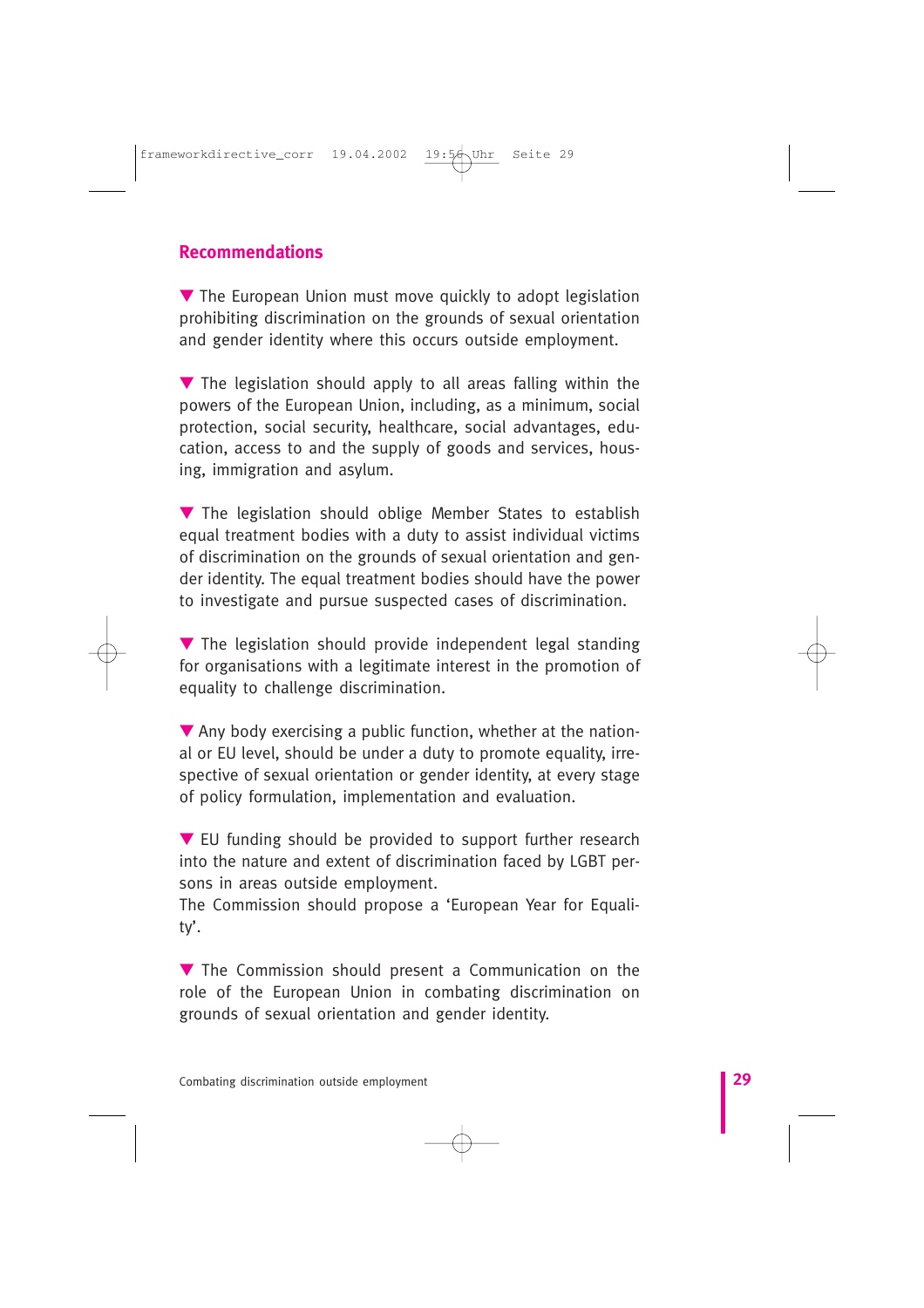## Recommendations

- The European Union must move quickly to adopt legislation prohibiting discrimination on the grounds of sexual orientation and gender identity where this occurs outside employment.

- The legislation should apply to all areas falling within the powers of the European Union, including, as a minimum, social protection, social security, healthcare, social advantages, education, access to and the supply of goods and services, housing, immigration and asylum.

- The legislation should oblige Member States to establish equal treatment bodies with a duty to assist individual victims of discrimination on the grounds of sexual orientation and gender identity. The equal treatment bodies should have the power to investigate and pursue suspected cases of discrimination.

- The legislation should provide independent legal standing for organisations with a legitimate interest in the promotion of equality to challenge discrimination.

- Any body exercising a public function, whether at the national or EU level, should be under a duty to promote equality, irrespective of sexual orientation or gender identity, at every stage of policy formulation, implementation and evaluation.

- EU funding should be provided to support further research into the nature and extent of discrimination faced by LGBT persons in areas outside employment.
  The Commission should propose a 'European Year for Equality'.

- The Commission should present a Communication on the role of the European Union in combating discrimination on grounds of sexual orientation and gender identity.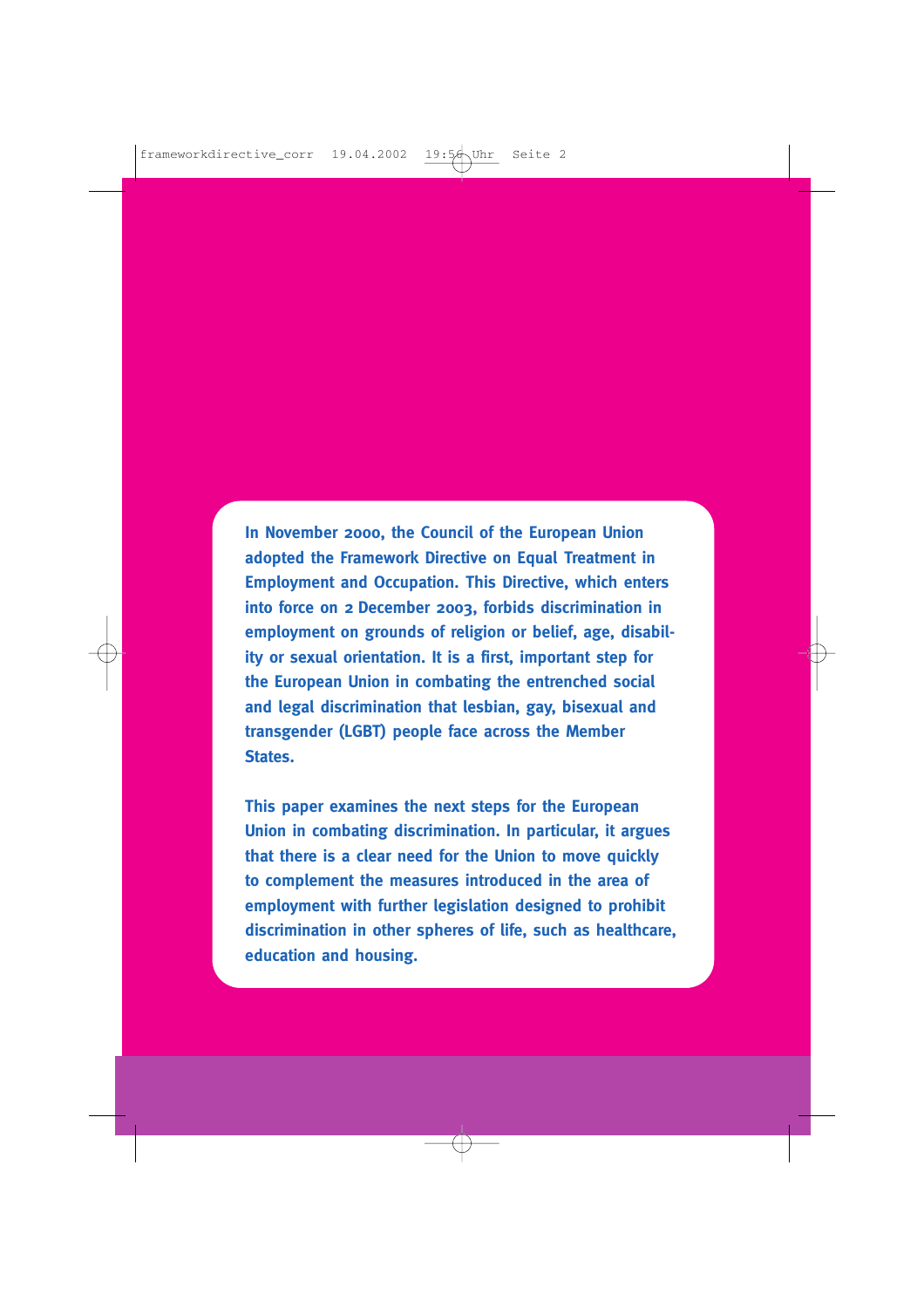**In November 2000, the Council of the European Union adopted the Framework Directive on Equal Treatment in Employment and Occupation. This Directive, which enters into force on 2 December 2003, forbids discrimination in employment on grounds of religion or belief, age, disability or sexual orientation. It is a first, important step for the European Union in combating the entrenched social and legal discrimination that lesbian, gay, bisexual and transgender (LGBT) people face across the Member States.**

**This paper examines the next steps for the European Union in combating discrimination. In particular, it argues that there is a clear need for the Union to move quickly to complement the measures introduced in the area of employment with further legislation designed to prohibit discrimination in other spheres of life, such as healthcare, education and housing.**